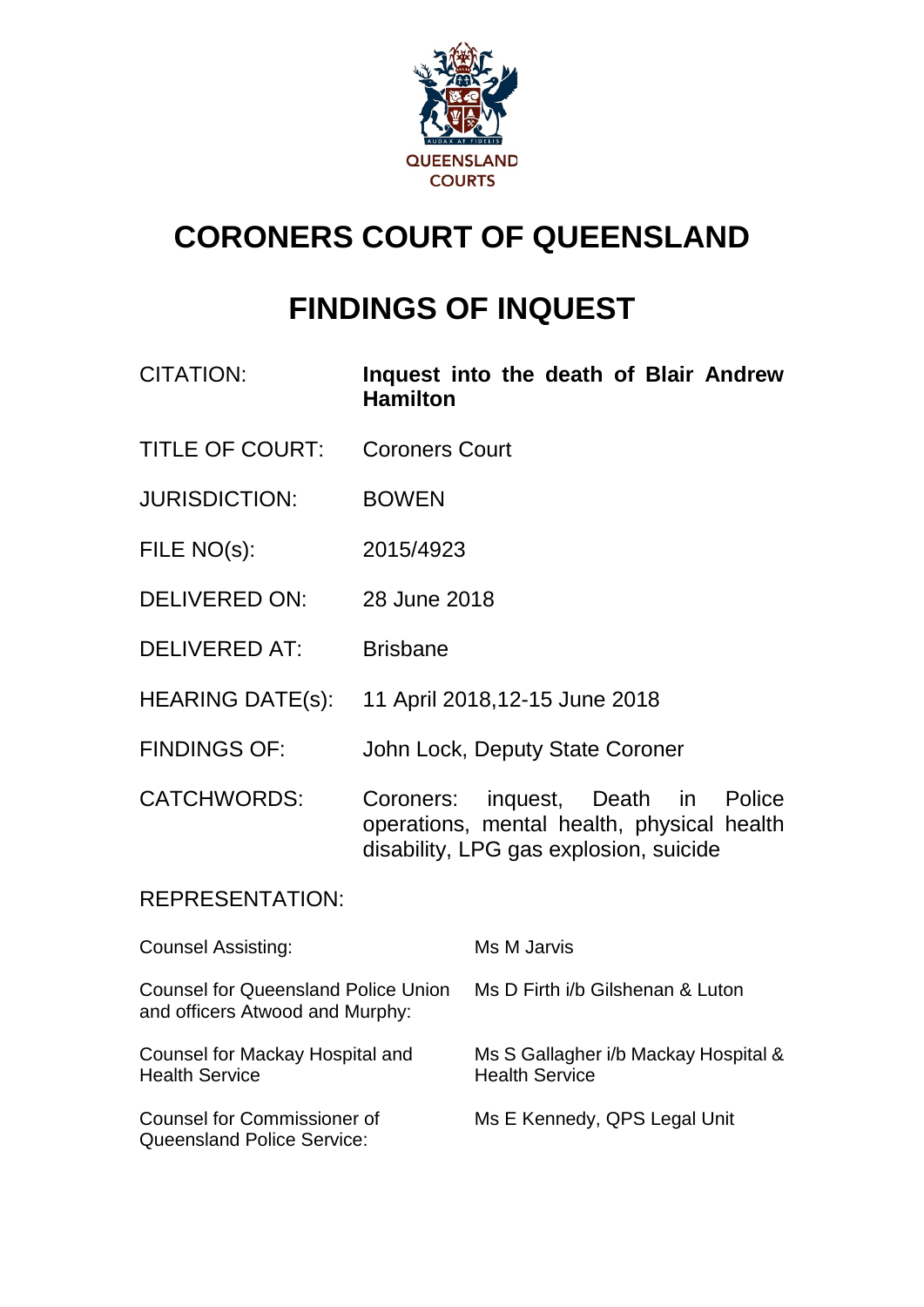QUEENSLAND COURTS

# CORONERS COURT OF QUEENSLAND

# FINDINGS OF INQUEST

| | |
|---|---|
| CITATION: | **Inquest into the death of Blair Andrew Hamilton** |
| TITLE OF COURT: | Coroners Court |
| JURISDICTION: | BOWEN |
| FILE NO(s): | 2015/4923 |
| DELIVERED ON: | 28 June 2018 |
| DELIVERED AT: | Brisbane |
| HEARING DATE(s): | 11 April 2018,12-15 June 2018 |
| FINDINGS OF: | John Lock, Deputy State Coroner |
| CATCHWORDS: | Coroners: inquest, Death in Police operations, mental health, physical health disability, LPG gas explosion, suicide |

REPRESENTATION:

| | |
|---|---|
| Counsel Assisting: | Ms M Jarvis |
| Counsel for Queensland Police Union and officers Atwood and Murphy: | Ms D Firth i/b Gilshenan & Luton |
| Counsel for Mackay Hospital and Health Service | Ms S Gallagher i/b Mackay Hospital & Health Service |
| Counsel for Commissioner of Queensland Police Service: | Ms E Kennedy, QPS Legal Unit |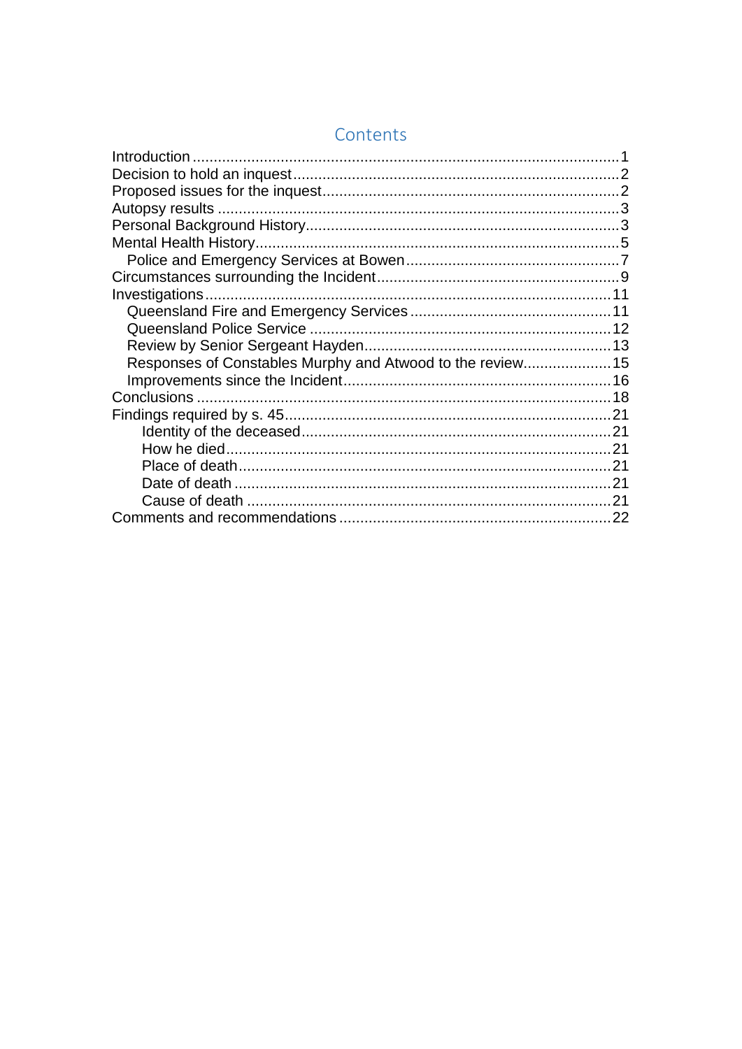## Contents

- Introduction ..... 1
- Decision to hold an inquest ..... 2
- Proposed issues for the inquest ..... 2
- Autopsy results ..... 3
- Personal Background History ..... 3
- Mental Health History ..... 5
  - Police and Emergency Services at Bowen ..... 7
- Circumstances surrounding the Incident ..... 9
- Investigations ..... 11
  - Queensland Fire and Emergency Services ..... 11
  - Queensland Police Service ..... 12
  - Review by Senior Sergeant Hayden ..... 13
  - Responses of Constables Murphy and Atwood to the review ..... 15
  - Improvements since the Incident ..... 16
- Conclusions ..... 18
- Findings required by s. 45 ..... 21
  - Identity of the deceased ..... 21
  - How he died ..... 21
  - Place of death ..... 21
  - Date of death ..... 21
  - Cause of death ..... 21
- Comments and recommendations ..... 22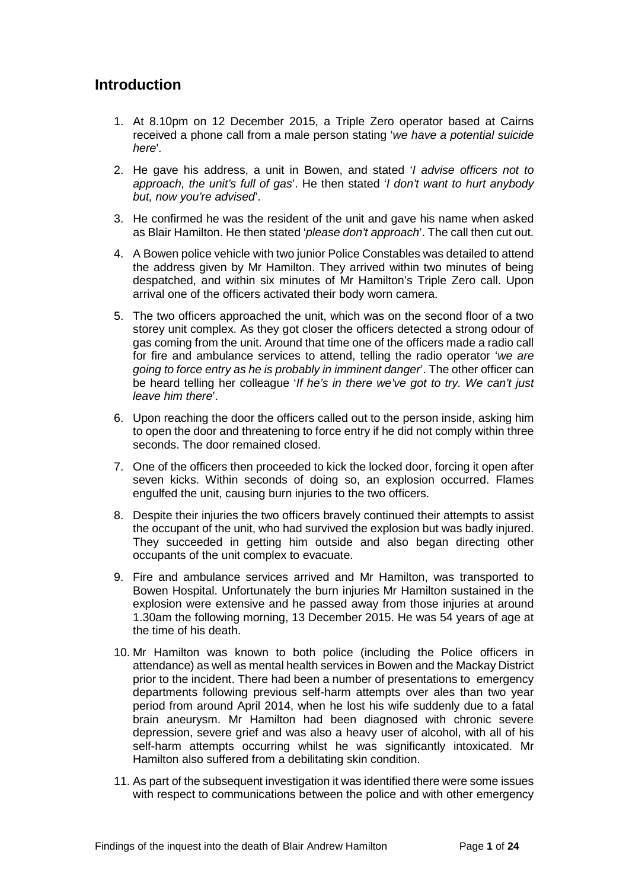## Introduction

1. At 8.10pm on 12 December 2015, a Triple Zero operator based at Cairns received a phone call from a male person stating '*we have a potential suicide here*'.

2. He gave his address, a unit in Bowen, and stated '*I advise officers not to approach, the unit's full of gas*'. He then stated '*I don't want to hurt anybody but, now you're advised*'.

3. He confirmed he was the resident of the unit and gave his name when asked as Blair Hamilton. He then stated '*please don't approach*'. The call then cut out.

4. A Bowen police vehicle with two junior Police Constables was detailed to attend the address given by Mr Hamilton. They arrived within two minutes of being despatched, and within six minutes of Mr Hamilton's Triple Zero call. Upon arrival one of the officers activated their body worn camera.

5. The two officers approached the unit, which was on the second floor of a two storey unit complex. As they got closer the officers detected a strong odour of gas coming from the unit. Around that time one of the officers made a radio call for fire and ambulance services to attend, telling the radio operator '*we are going to force entry as he is probably in imminent danger*'. The other officer can be heard telling her colleague '*If he's in there we've got to try. We can't just leave him there*'.

6. Upon reaching the door the officers called out to the person inside, asking him to open the door and threatening to force entry if he did not comply within three seconds. The door remained closed.

7. One of the officers then proceeded to kick the locked door, forcing it open after seven kicks. Within seconds of doing so, an explosion occurred. Flames engulfed the unit, causing burn injuries to the two officers.

8. Despite their injuries the two officers bravely continued their attempts to assist the occupant of the unit, who had survived the explosion but was badly injured. They succeeded in getting him outside and also began directing other occupants of the unit complex to evacuate.

9. Fire and ambulance services arrived and Mr Hamilton, was transported to Bowen Hospital. Unfortunately the burn injuries Mr Hamilton sustained in the explosion were extensive and he passed away from those injuries at around 1.30am the following morning, 13 December 2015. He was 54 years of age at the time of his death.

10. Mr Hamilton was known to both police (including the Police officers in attendance) as well as mental health services in Bowen and the Mackay District prior to the incident. There had been a number of presentations to emergency departments following previous self-harm attempts over ales than two year period from around April 2014, when he lost his wife suddenly due to a fatal brain aneurysm. Mr Hamilton had been diagnosed with chronic severe depression, severe grief and was also a heavy user of alcohol, with all of his self-harm attempts occurring whilst he was significantly intoxicated. Mr Hamilton also suffered from a debilitating skin condition.

11. As part of the subsequent investigation it was identified there were some issues with respect to communications between the police and with other emergency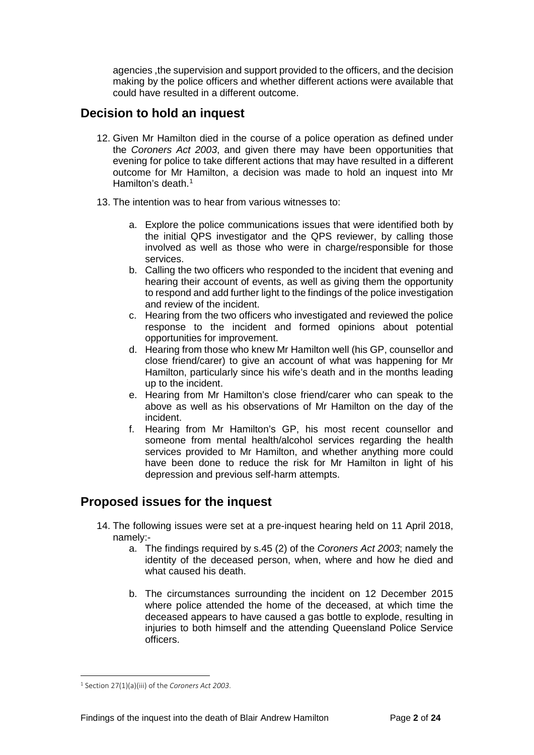agencies ,the supervision and support provided to the officers, and the decision making by the police officers and whether different actions were available that could have resulted in a different outcome.

## Decision to hold an inquest

12. Given Mr Hamilton died in the course of a police operation as defined under the *Coroners Act 2003*, and given there may have been opportunities that evening for police to take different actions that may have resulted in a different outcome for Mr Hamilton, a decision was made to hold an inquest into Mr Hamilton's death.[1]

13. The intention was to hear from various witnesses to:

    a. Explore the police communications issues that were identified both by the initial QPS investigator and the QPS reviewer, by calling those involved as well as those who were in charge/responsible for those services.

    b. Calling the two officers who responded to the incident that evening and hearing their account of events, as well as giving them the opportunity to respond and add further light to the findings of the police investigation and review of the incident.

    c. Hearing from the two officers who investigated and reviewed the police response to the incident and formed opinions about potential opportunities for improvement.

    d. Hearing from those who knew Mr Hamilton well (his GP, counsellor and close friend/carer) to give an account of what was happening for Mr Hamilton, particularly since his wife's death and in the months leading up to the incident.

    e. Hearing from Mr Hamilton's close friend/carer who can speak to the above as well as his observations of Mr Hamilton on the day of the incident.

    f. Hearing from Mr Hamilton's GP, his most recent counsellor and someone from mental health/alcohol services regarding the health services provided to Mr Hamilton, and whether anything more could have been done to reduce the risk for Mr Hamilton in light of his depression and previous self-harm attempts.

## Proposed issues for the inquest

14. The following issues were set at a pre-inquest hearing held on 11 April 2018, namely:-

    a. The findings required by s.45 (2) of the *Coroners Act 2003*; namely the identity of the deceased person, when, where and how he died and what caused his death.

    b. The circumstances surrounding the incident on 12 December 2015 where police attended the home of the deceased, at which time the deceased appears to have caused a gas bottle to explode, resulting in injuries to both himself and the attending Queensland Police Service officers.

---

[1] Section 27(1)(a)(iii) of the *Coroners Act 2003*.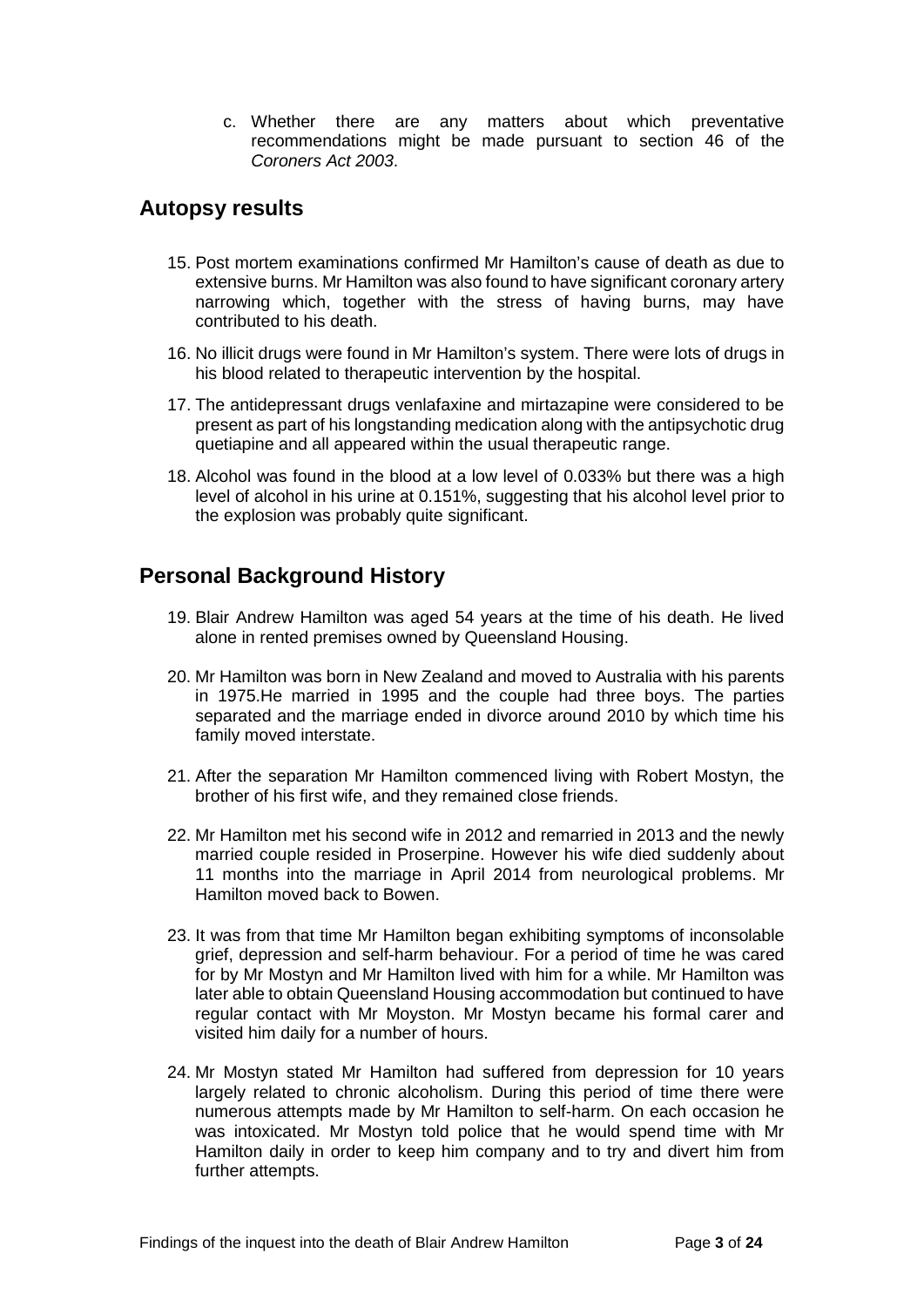c. Whether there are any matters about which preventative recommendations might be made pursuant to section 46 of the *Coroners Act 2003*.

## Autopsy results

15. Post mortem examinations confirmed Mr Hamilton's cause of death as due to extensive burns. Mr Hamilton was also found to have significant coronary artery narrowing which, together with the stress of having burns, may have contributed to his death.

16. No illicit drugs were found in Mr Hamilton's system. There were lots of drugs in his blood related to therapeutic intervention by the hospital.

17. The antidepressant drugs venlafaxine and mirtazapine were considered to be present as part of his longstanding medication along with the antipsychotic drug quetiapine and all appeared within the usual therapeutic range.

18. Alcohol was found in the blood at a low level of 0.033% but there was a high level of alcohol in his urine at 0.151%, suggesting that his alcohol level prior to the explosion was probably quite significant.

## Personal Background History

19. Blair Andrew Hamilton was aged 54 years at the time of his death. He lived alone in rented premises owned by Queensland Housing.

20. Mr Hamilton was born in New Zealand and moved to Australia with his parents in 1975.He married in 1995 and the couple had three boys. The parties separated and the marriage ended in divorce around 2010 by which time his family moved interstate.

21. After the separation Mr Hamilton commenced living with Robert Mostyn, the brother of his first wife, and they remained close friends.

22. Mr Hamilton met his second wife in 2012 and remarried in 2013 and the newly married couple resided in Proserpine. However his wife died suddenly about 11 months into the marriage in April 2014 from neurological problems. Mr Hamilton moved back to Bowen.

23. It was from that time Mr Hamilton began exhibiting symptoms of inconsolable grief, depression and self-harm behaviour. For a period of time he was cared for by Mr Mostyn and Mr Hamilton lived with him for a while. Mr Hamilton was later able to obtain Queensland Housing accommodation but continued to have regular contact with Mr Moyston. Mr Mostyn became his formal carer and visited him daily for a number of hours.

24. Mr Mostyn stated Mr Hamilton had suffered from depression for 10 years largely related to chronic alcoholism. During this period of time there were numerous attempts made by Mr Hamilton to self-harm. On each occasion he was intoxicated. Mr Mostyn told police that he would spend time with Mr Hamilton daily in order to keep him company and to try and divert him from further attempts.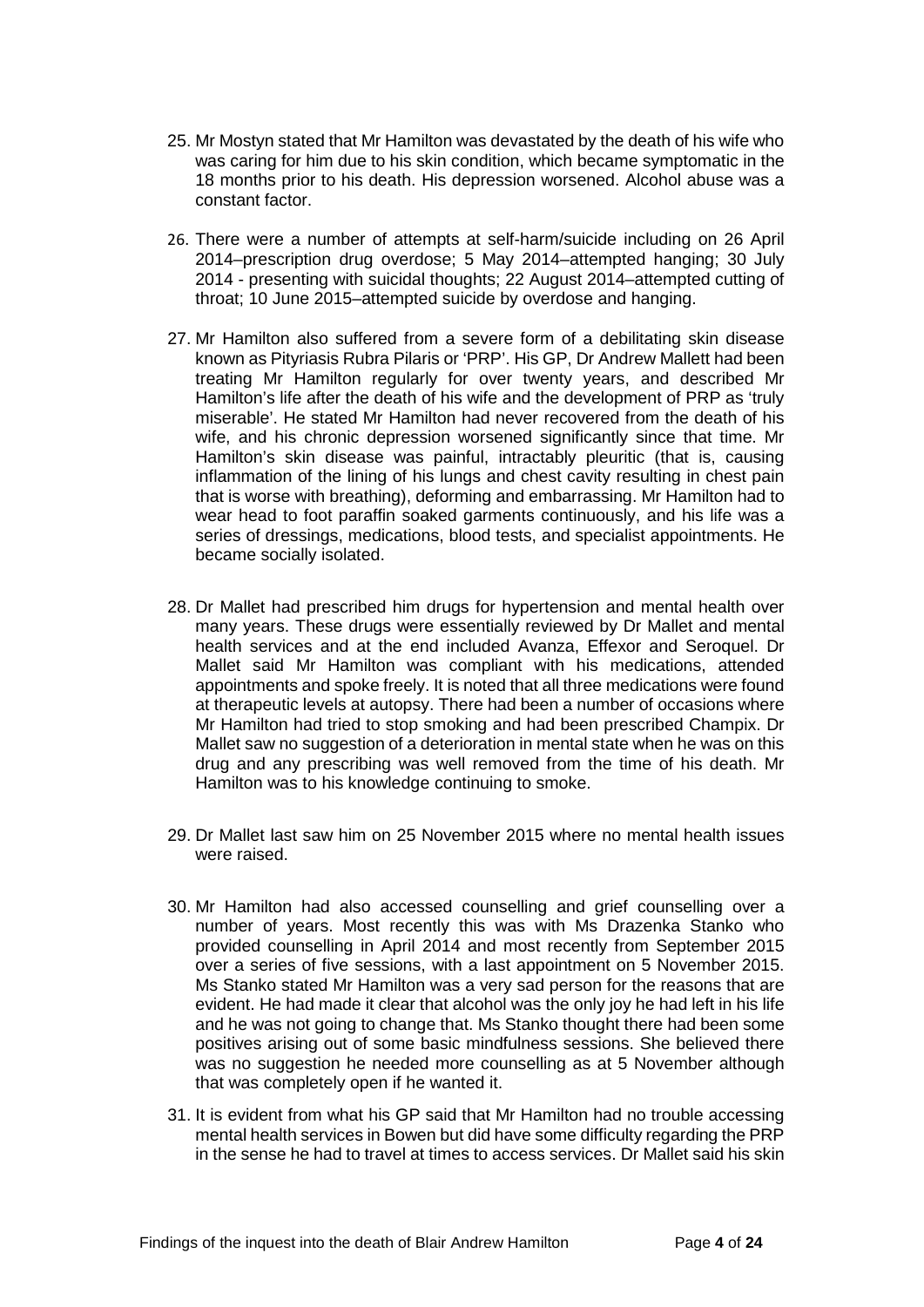25. Mr Mostyn stated that Mr Hamilton was devastated by the death of his wife who was caring for him due to his skin condition, which became symptomatic in the 18 months prior to his death. His depression worsened. Alcohol abuse was a constant factor.

26. There were a number of attempts at self-harm/suicide including on 26 April 2014–prescription drug overdose; 5 May 2014–attempted hanging; 30 July 2014 - presenting with suicidal thoughts; 22 August 2014–attempted cutting of throat; 10 June 2015–attempted suicide by overdose and hanging.

27. Mr Hamilton also suffered from a severe form of a debilitating skin disease known as Pityriasis Rubra Pilaris or 'PRP'. His GP, Dr Andrew Mallett had been treating Mr Hamilton regularly for over twenty years, and described Mr Hamilton's life after the death of his wife and the development of PRP as 'truly miserable'. He stated Mr Hamilton had never recovered from the death of his wife, and his chronic depression worsened significantly since that time. Mr Hamilton's skin disease was painful, intractably pleuritic (that is, causing inflammation of the lining of his lungs and chest cavity resulting in chest pain that is worse with breathing), deforming and embarrassing. Mr Hamilton had to wear head to foot paraffin soaked garments continuously, and his life was a series of dressings, medications, blood tests, and specialist appointments. He became socially isolated.

28. Dr Mallet had prescribed him drugs for hypertension and mental health over many years. These drugs were essentially reviewed by Dr Mallet and mental health services and at the end included Avanza, Effexor and Seroquel. Dr Mallet said Mr Hamilton was compliant with his medications, attended appointments and spoke freely. It is noted that all three medications were found at therapeutic levels at autopsy. There had been a number of occasions where Mr Hamilton had tried to stop smoking and had been prescribed Champix. Dr Mallet saw no suggestion of a deterioration in mental state when he was on this drug and any prescribing was well removed from the time of his death. Mr Hamilton was to his knowledge continuing to smoke.

29. Dr Mallet last saw him on 25 November 2015 where no mental health issues were raised.

30. Mr Hamilton had also accessed counselling and grief counselling over a number of years. Most recently this was with Ms Drazenka Stanko who provided counselling in April 2014 and most recently from September 2015 over a series of five sessions, with a last appointment on 5 November 2015. Ms Stanko stated Mr Hamilton was a very sad person for the reasons that are evident. He had made it clear that alcohol was the only joy he had left in his life and he was not going to change that. Ms Stanko thought there had been some positives arising out of some basic mindfulness sessions. She believed there was no suggestion he needed more counselling as at 5 November although that was completely open if he wanted it.

31. It is evident from what his GP said that Mr Hamilton had no trouble accessing mental health services in Bowen but did have some difficulty regarding the PRP in the sense he had to travel at times to access services. Dr Mallet said his skin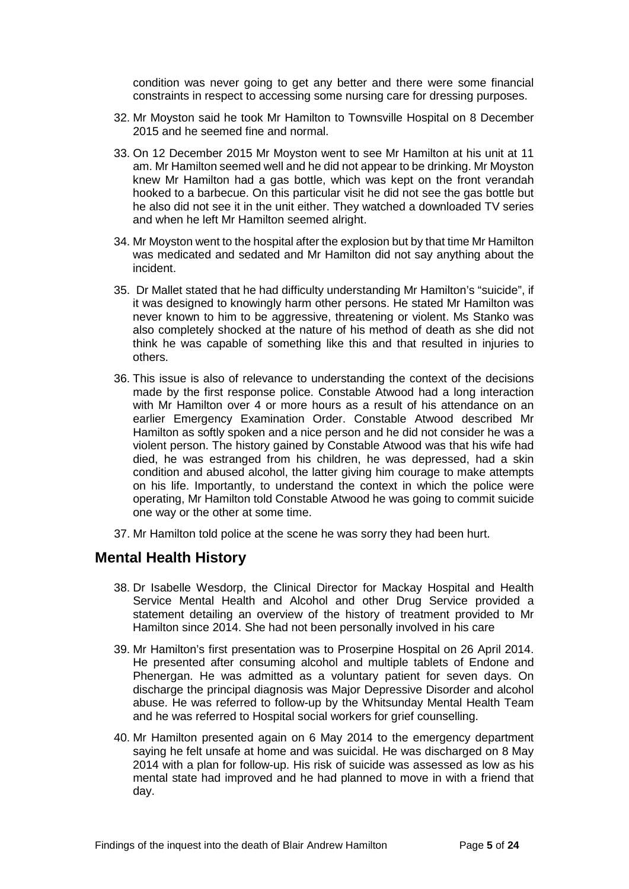condition was never going to get any better and there were some financial constraints in respect to accessing some nursing care for dressing purposes.

32. Mr Moyston said he took Mr Hamilton to Townsville Hospital on 8 December 2015 and he seemed fine and normal.

33. On 12 December 2015 Mr Moyston went to see Mr Hamilton at his unit at 11 am. Mr Hamilton seemed well and he did not appear to be drinking. Mr Moyston knew Mr Hamilton had a gas bottle, which was kept on the front verandah hooked to a barbecue. On this particular visit he did not see the gas bottle but he also did not see it in the unit either. They watched a downloaded TV series and when he left Mr Hamilton seemed alright.

34. Mr Moyston went to the hospital after the explosion but by that time Mr Hamilton was medicated and sedated and Mr Hamilton did not say anything about the incident.

35. Dr Mallet stated that he had difficulty understanding Mr Hamilton's "suicide", if it was designed to knowingly harm other persons. He stated Mr Hamilton was never known to him to be aggressive, threatening or violent. Ms Stanko was also completely shocked at the nature of his method of death as she did not think he was capable of something like this and that resulted in injuries to others.

36. This issue is also of relevance to understanding the context of the decisions made by the first response police. Constable Atwood had a long interaction with Mr Hamilton over 4 or more hours as a result of his attendance on an earlier Emergency Examination Order. Constable Atwood described Mr Hamilton as softly spoken and a nice person and he did not consider he was a violent person. The history gained by Constable Atwood was that his wife had died, he was estranged from his children, he was depressed, had a skin condition and abused alcohol, the latter giving him courage to make attempts on his life. Importantly, to understand the context in which the police were operating, Mr Hamilton told Constable Atwood he was going to commit suicide one way or the other at some time.

37. Mr Hamilton told police at the scene he was sorry they had been hurt.

## Mental Health History

38. Dr Isabelle Wesdorp, the Clinical Director for Mackay Hospital and Health Service Mental Health and Alcohol and other Drug Service provided a statement detailing an overview of the history of treatment provided to Mr Hamilton since 2014. She had not been personally involved in his care

39. Mr Hamilton's first presentation was to Proserpine Hospital on 26 April 2014. He presented after consuming alcohol and multiple tablets of Endone and Phenergan. He was admitted as a voluntary patient for seven days. On discharge the principal diagnosis was Major Depressive Disorder and alcohol abuse. He was referred to follow-up by the Whitsunday Mental Health Team and he was referred to Hospital social workers for grief counselling.

40. Mr Hamilton presented again on 6 May 2014 to the emergency department saying he felt unsafe at home and was suicidal. He was discharged on 8 May 2014 with a plan for follow-up. His risk of suicide was assessed as low as his mental state had improved and he had planned to move in with a friend that day.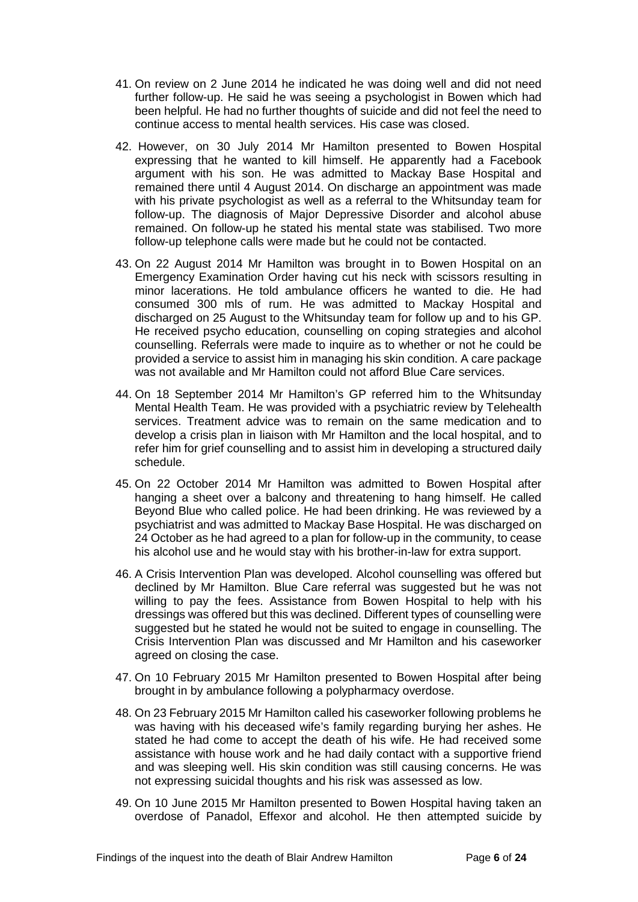41. On review on 2 June 2014 he indicated he was doing well and did not need further follow-up. He said he was seeing a psychologist in Bowen which had been helpful. He had no further thoughts of suicide and did not feel the need to continue access to mental health services. His case was closed.

42. However, on 30 July 2014 Mr Hamilton presented to Bowen Hospital expressing that he wanted to kill himself. He apparently had a Facebook argument with his son. He was admitted to Mackay Base Hospital and remained there until 4 August 2014. On discharge an appointment was made with his private psychologist as well as a referral to the Whitsunday team for follow-up. The diagnosis of Major Depressive Disorder and alcohol abuse remained. On follow-up he stated his mental state was stabilised. Two more follow-up telephone calls were made but he could not be contacted.

43. On 22 August 2014 Mr Hamilton was brought in to Bowen Hospital on an Emergency Examination Order having cut his neck with scissors resulting in minor lacerations. He told ambulance officers he wanted to die. He had consumed 300 mls of rum. He was admitted to Mackay Hospital and discharged on 25 August to the Whitsunday team for follow up and to his GP. He received psycho education, counselling on coping strategies and alcohol counselling. Referrals were made to inquire as to whether or not he could be provided a service to assist him in managing his skin condition. A care package was not available and Mr Hamilton could not afford Blue Care services.

44. On 18 September 2014 Mr Hamilton's GP referred him to the Whitsunday Mental Health Team. He was provided with a psychiatric review by Telehealth services. Treatment advice was to remain on the same medication and to develop a crisis plan in liaison with Mr Hamilton and the local hospital, and to refer him for grief counselling and to assist him in developing a structured daily schedule.

45. On 22 October 2014 Mr Hamilton was admitted to Bowen Hospital after hanging a sheet over a balcony and threatening to hang himself. He called Beyond Blue who called police. He had been drinking. He was reviewed by a psychiatrist and was admitted to Mackay Base Hospital. He was discharged on 24 October as he had agreed to a plan for follow-up in the community, to cease his alcohol use and he would stay with his brother-in-law for extra support.

46. A Crisis Intervention Plan was developed. Alcohol counselling was offered but declined by Mr Hamilton. Blue Care referral was suggested but he was not willing to pay the fees. Assistance from Bowen Hospital to help with his dressings was offered but this was declined. Different types of counselling were suggested but he stated he would not be suited to engage in counselling. The Crisis Intervention Plan was discussed and Mr Hamilton and his caseworker agreed on closing the case.

47. On 10 February 2015 Mr Hamilton presented to Bowen Hospital after being brought in by ambulance following a polypharmacy overdose.

48. On 23 February 2015 Mr Hamilton called his caseworker following problems he was having with his deceased wife's family regarding burying her ashes. He stated he had come to accept the death of his wife. He had received some assistance with house work and he had daily contact with a supportive friend and was sleeping well. His skin condition was still causing concerns. He was not expressing suicidal thoughts and his risk was assessed as low.

49. On 10 June 2015 Mr Hamilton presented to Bowen Hospital having taken an overdose of Panadol, Effexor and alcohol. He then attempted suicide by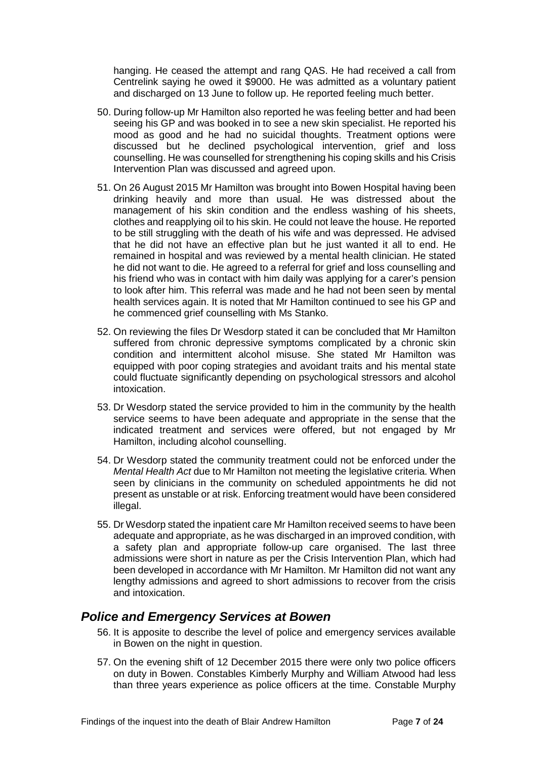hanging. He ceased the attempt and rang QAS. He had received a call from Centrelink saying he owed it $9000. He was admitted as a voluntary patient and discharged on 13 June to follow up. He reported feeling much better.

50. During follow-up Mr Hamilton also reported he was feeling better and had been seeing his GP and was booked in to see a new skin specialist. He reported his mood as good and he had no suicidal thoughts. Treatment options were discussed but he declined psychological intervention, grief and loss counselling. He was counselled for strengthening his coping skills and his Crisis Intervention Plan was discussed and agreed upon.

51. On 26 August 2015 Mr Hamilton was brought into Bowen Hospital having been drinking heavily and more than usual. He was distressed about the management of his skin condition and the endless washing of his sheets, clothes and reapplying oil to his skin. He could not leave the house. He reported to be still struggling with the death of his wife and was depressed. He advised that he did not have an effective plan but he just wanted it all to end. He remained in hospital and was reviewed by a mental health clinician. He stated he did not want to die. He agreed to a referral for grief and loss counselling and his friend who was in contact with him daily was applying for a carer's pension to look after him. This referral was made and he had not been seen by mental health services again. It is noted that Mr Hamilton continued to see his GP and he commenced grief counselling with Ms Stanko.

52. On reviewing the files Dr Wesdorp stated it can be concluded that Mr Hamilton suffered from chronic depressive symptoms complicated by a chronic skin condition and intermittent alcohol misuse. She stated Mr Hamilton was equipped with poor coping strategies and avoidant traits and his mental state could fluctuate significantly depending on psychological stressors and alcohol intoxication.

53. Dr Wesdorp stated the service provided to him in the community by the health service seems to have been adequate and appropriate in the sense that the indicated treatment and services were offered, but not engaged by Mr Hamilton, including alcohol counselling.

54. Dr Wesdorp stated the community treatment could not be enforced under the *Mental Health Act* due to Mr Hamilton not meeting the legislative criteria. When seen by clinicians in the community on scheduled appointments he did not present as unstable or at risk. Enforcing treatment would have been considered illegal.

55. Dr Wesdorp stated the inpatient care Mr Hamilton received seems to have been adequate and appropriate, as he was discharged in an improved condition, with a safety plan and appropriate follow-up care organised. The last three admissions were short in nature as per the Crisis Intervention Plan, which had been developed in accordance with Mr Hamilton. Mr Hamilton did not want any lengthy admissions and agreed to short admissions to recover from the crisis and intoxication.

## *Police and Emergency Services at Bowen*

56. It is apposite to describe the level of police and emergency services available in Bowen on the night in question.

57. On the evening shift of 12 December 2015 there were only two police officers on duty in Bowen. Constables Kimberly Murphy and William Atwood had less than three years experience as police officers at the time. Constable Murphy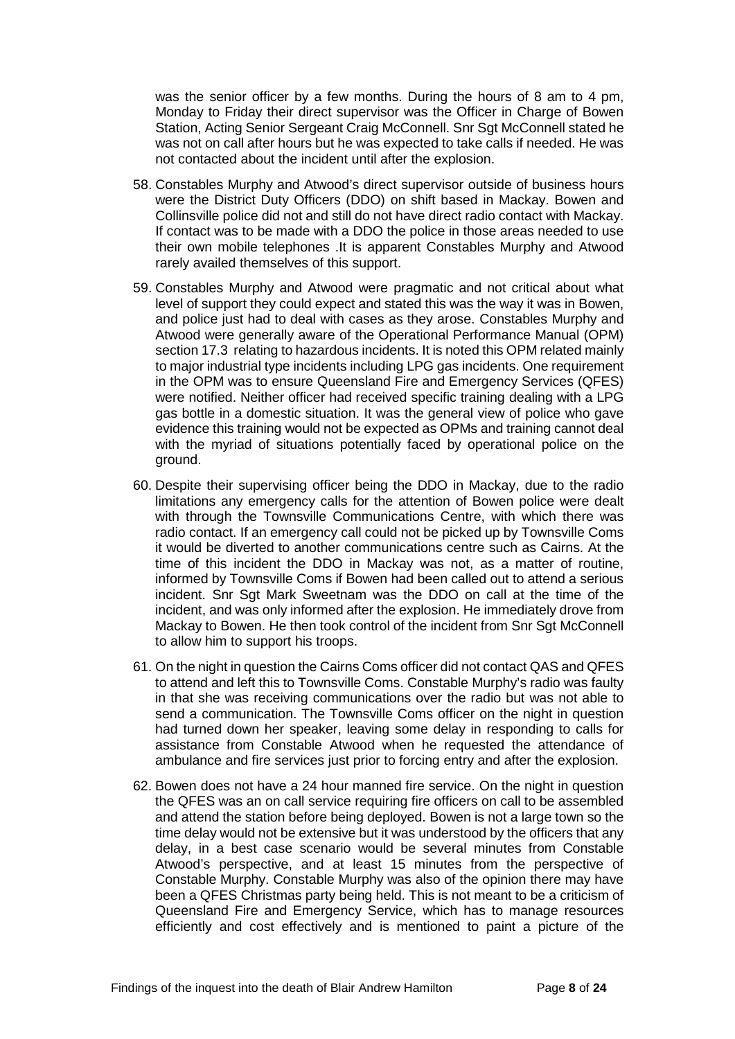was the senior officer by a few months. During the hours of 8 am to 4 pm, Monday to Friday their direct supervisor was the Officer in Charge of Bowen Station, Acting Senior Sergeant Craig McConnell. Snr Sgt McConnell stated he was not on call after hours but he was expected to take calls if needed. He was not contacted about the incident until after the explosion.

58. Constables Murphy and Atwood's direct supervisor outside of business hours were the District Duty Officers (DDO) on shift based in Mackay. Bowen and Collinsville police did not and still do not have direct radio contact with Mackay. If contact was to be made with a DDO the police in those areas needed to use their own mobile telephones .It is apparent Constables Murphy and Atwood rarely availed themselves of this support.

59. Constables Murphy and Atwood were pragmatic and not critical about what level of support they could expect and stated this was the way it was in Bowen, and police just had to deal with cases as they arose. Constables Murphy and Atwood were generally aware of the Operational Performance Manual (OPM) section 17.3 relating to hazardous incidents. It is noted this OPM related mainly to major industrial type incidents including LPG gas incidents. One requirement in the OPM was to ensure Queensland Fire and Emergency Services (QFES) were notified. Neither officer had received specific training dealing with a LPG gas bottle in a domestic situation. It was the general view of police who gave evidence this training would not be expected as OPMs and training cannot deal with the myriad of situations potentially faced by operational police on the ground.

60. Despite their supervising officer being the DDO in Mackay, due to the radio limitations any emergency calls for the attention of Bowen police were dealt with through the Townsville Communications Centre, with which there was radio contact. If an emergency call could not be picked up by Townsville Coms it would be diverted to another communications centre such as Cairns. At the time of this incident the DDO in Mackay was not, as a matter of routine, informed by Townsville Coms if Bowen had been called out to attend a serious incident. Snr Sgt Mark Sweetnam was the DDO on call at the time of the incident, and was only informed after the explosion. He immediately drove from Mackay to Bowen. He then took control of the incident from Snr Sgt McConnell to allow him to support his troops.

61. On the night in question the Cairns Coms officer did not contact QAS and QFES to attend and left this to Townsville Coms. Constable Murphy's radio was faulty in that she was receiving communications over the radio but was not able to send a communication. The Townsville Coms officer on the night in question had turned down her speaker, leaving some delay in responding to calls for assistance from Constable Atwood when he requested the attendance of ambulance and fire services just prior to forcing entry and after the explosion.

62. Bowen does not have a 24 hour manned fire service. On the night in question the QFES was an on call service requiring fire officers on call to be assembled and attend the station before being deployed. Bowen is not a large town so the time delay would not be extensive but it was understood by the officers that any delay, in a best case scenario would be several minutes from Constable Atwood's perspective, and at least 15 minutes from the perspective of Constable Murphy. Constable Murphy was also of the opinion there may have been a QFES Christmas party being held. This is not meant to be a criticism of Queensland Fire and Emergency Service, which has to manage resources efficiently and cost effectively and is mentioned to paint a picture of the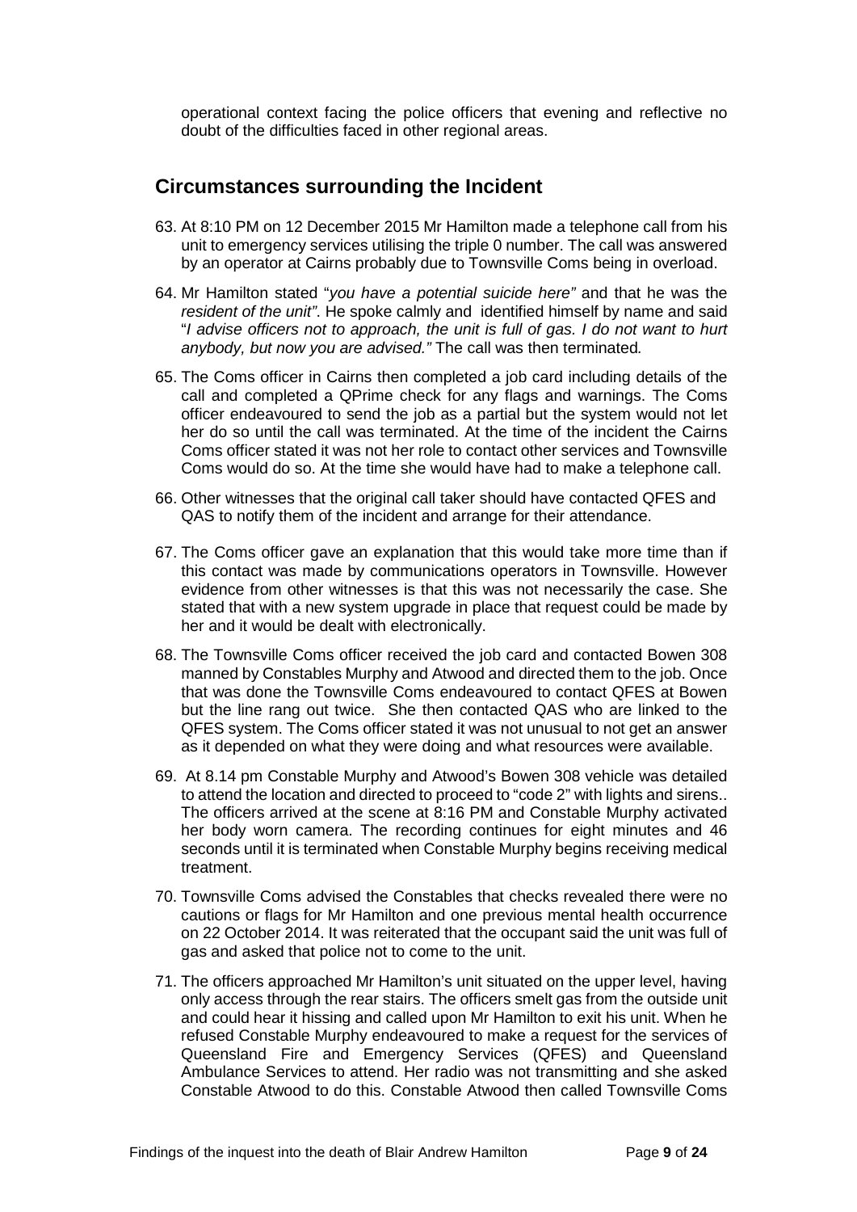operational context facing the police officers that evening and reflective no doubt of the difficulties faced in other regional areas.

## Circumstances surrounding the Incident

63. At 8:10 PM on 12 December 2015 Mr Hamilton made a telephone call from his unit to emergency services utilising the triple 0 number. The call was answered by an operator at Cairns probably due to Townsville Coms being in overload.

64. Mr Hamilton stated "*you have a potential suicide here"* and that he was the *resident of the unit"*. He spoke calmly and identified himself by name and said "*I advise officers not to approach, the unit is full of gas. I do not want to hurt anybody, but now you are advised."* The call was then terminated*.*

65. The Coms officer in Cairns then completed a job card including details of the call and completed a QPrime check for any flags and warnings. The Coms officer endeavoured to send the job as a partial but the system would not let her do so until the call was terminated. At the time of the incident the Cairns Coms officer stated it was not her role to contact other services and Townsville Coms would do so. At the time she would have had to make a telephone call.

66. Other witnesses that the original call taker should have contacted QFES and QAS to notify them of the incident and arrange for their attendance.

67. The Coms officer gave an explanation that this would take more time than if this contact was made by communications operators in Townsville. However evidence from other witnesses is that this was not necessarily the case. She stated that with a new system upgrade in place that request could be made by her and it would be dealt with electronically.

68. The Townsville Coms officer received the job card and contacted Bowen 308 manned by Constables Murphy and Atwood and directed them to the job. Once that was done the Townsville Coms endeavoured to contact QFES at Bowen but the line rang out twice. She then contacted QAS who are linked to the QFES system. The Coms officer stated it was not unusual to not get an answer as it depended on what they were doing and what resources were available.

69. At 8.14 pm Constable Murphy and Atwood's Bowen 308 vehicle was detailed to attend the location and directed to proceed to "code 2" with lights and sirens.. The officers arrived at the scene at 8:16 PM and Constable Murphy activated her body worn camera. The recording continues for eight minutes and 46 seconds until it is terminated when Constable Murphy begins receiving medical treatment.

70. Townsville Coms advised the Constables that checks revealed there were no cautions or flags for Mr Hamilton and one previous mental health occurrence on 22 October 2014. It was reiterated that the occupant said the unit was full of gas and asked that police not to come to the unit.

71. The officers approached Mr Hamilton's unit situated on the upper level, having only access through the rear stairs. The officers smelt gas from the outside unit and could hear it hissing and called upon Mr Hamilton to exit his unit. When he refused Constable Murphy endeavoured to make a request for the services of Queensland Fire and Emergency Services (QFES) and Queensland Ambulance Services to attend. Her radio was not transmitting and she asked Constable Atwood to do this. Constable Atwood then called Townsville Coms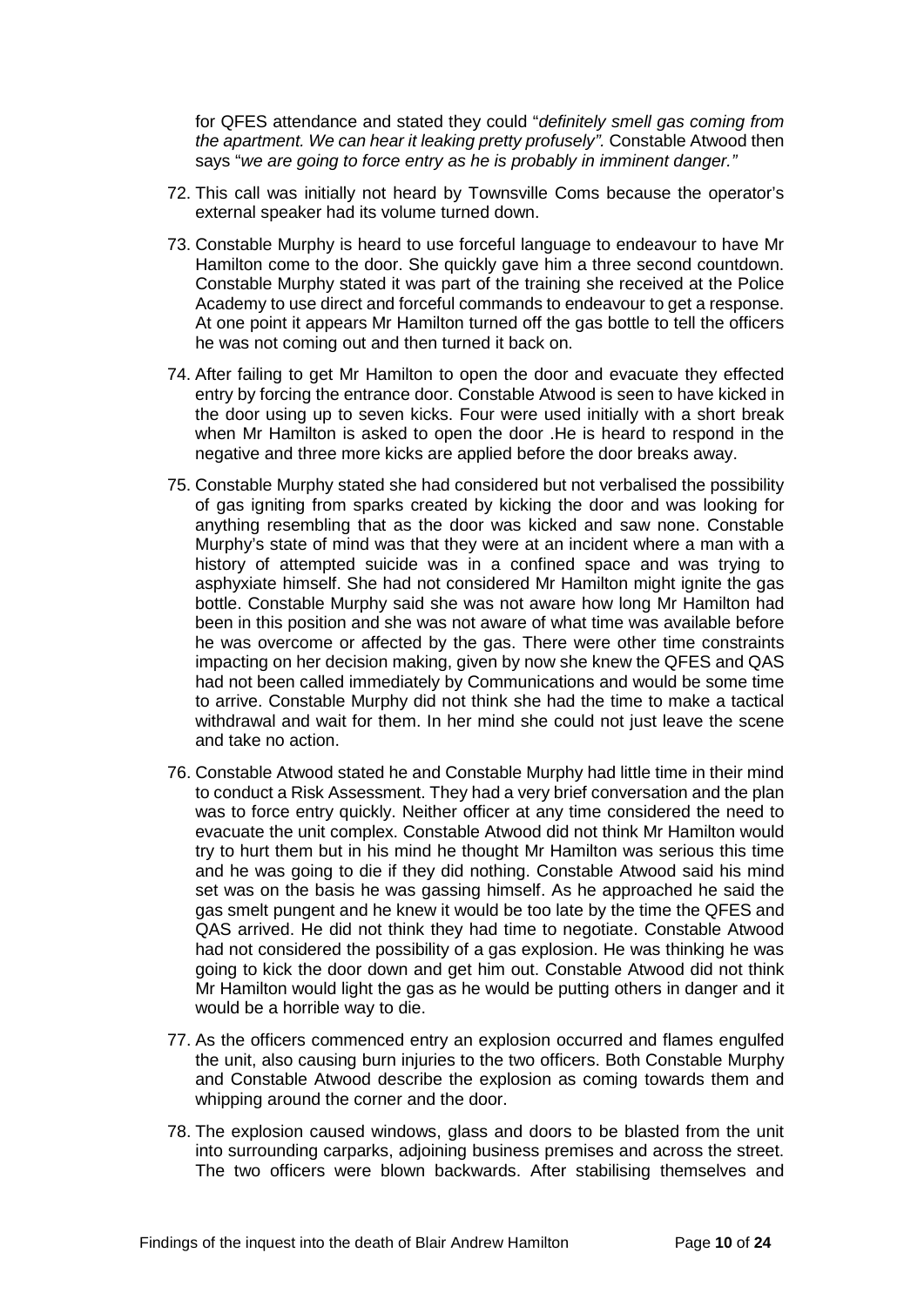for QFES attendance and stated they could "*definitely smell gas coming from the apartment. We can hear it leaking pretty profusely".* Constable Atwood then says "*we are going to force entry as he is probably in imminent danger."*

72. This call was initially not heard by Townsville Coms because the operator's external speaker had its volume turned down.

73. Constable Murphy is heard to use forceful language to endeavour to have Mr Hamilton come to the door. She quickly gave him a three second countdown. Constable Murphy stated it was part of the training she received at the Police Academy to use direct and forceful commands to endeavour to get a response. At one point it appears Mr Hamilton turned off the gas bottle to tell the officers he was not coming out and then turned it back on.

74. After failing to get Mr Hamilton to open the door and evacuate they effected entry by forcing the entrance door. Constable Atwood is seen to have kicked in the door using up to seven kicks. Four were used initially with a short break when Mr Hamilton is asked to open the door .He is heard to respond in the negative and three more kicks are applied before the door breaks away.

75. Constable Murphy stated she had considered but not verbalised the possibility of gas igniting from sparks created by kicking the door and was looking for anything resembling that as the door was kicked and saw none. Constable Murphy's state of mind was that they were at an incident where a man with a history of attempted suicide was in a confined space and was trying to asphyxiate himself. She had not considered Mr Hamilton might ignite the gas bottle. Constable Murphy said she was not aware how long Mr Hamilton had been in this position and she was not aware of what time was available before he was overcome or affected by the gas. There were other time constraints impacting on her decision making, given by now she knew the QFES and QAS had not been called immediately by Communications and would be some time to arrive. Constable Murphy did not think she had the time to make a tactical withdrawal and wait for them. In her mind she could not just leave the scene and take no action.

76. Constable Atwood stated he and Constable Murphy had little time in their mind to conduct a Risk Assessment. They had a very brief conversation and the plan was to force entry quickly. Neither officer at any time considered the need to evacuate the unit complex. Constable Atwood did not think Mr Hamilton would try to hurt them but in his mind he thought Mr Hamilton was serious this time and he was going to die if they did nothing. Constable Atwood said his mind set was on the basis he was gassing himself. As he approached he said the gas smelt pungent and he knew it would be too late by the time the QFES and QAS arrived. He did not think they had time to negotiate. Constable Atwood had not considered the possibility of a gas explosion. He was thinking he was going to kick the door down and get him out. Constable Atwood did not think Mr Hamilton would light the gas as he would be putting others in danger and it would be a horrible way to die.

77. As the officers commenced entry an explosion occurred and flames engulfed the unit, also causing burn injuries to the two officers. Both Constable Murphy and Constable Atwood describe the explosion as coming towards them and whipping around the corner and the door.

78. The explosion caused windows, glass and doors to be blasted from the unit into surrounding carparks, adjoining business premises and across the street. The two officers were blown backwards. After stabilising themselves and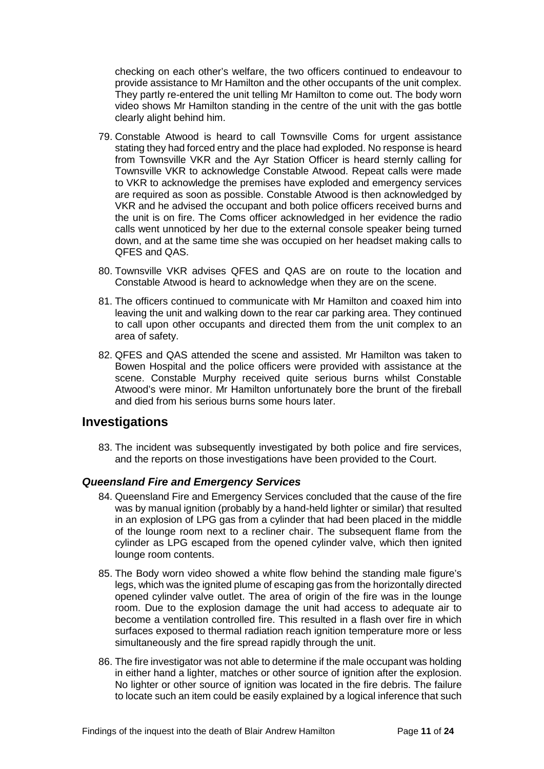checking on each other's welfare, the two officers continued to endeavour to provide assistance to Mr Hamilton and the other occupants of the unit complex. They partly re-entered the unit telling Mr Hamilton to come out. The body worn video shows Mr Hamilton standing in the centre of the unit with the gas bottle clearly alight behind him.

79. Constable Atwood is heard to call Townsville Coms for urgent assistance stating they had forced entry and the place had exploded. No response is heard from Townsville VKR and the Ayr Station Officer is heard sternly calling for Townsville VKR to acknowledge Constable Atwood. Repeat calls were made to VKR to acknowledge the premises have exploded and emergency services are required as soon as possible. Constable Atwood is then acknowledged by VKR and he advised the occupant and both police officers received burns and the unit is on fire. The Coms officer acknowledged in her evidence the radio calls went unnoticed by her due to the external console speaker being turned down, and at the same time she was occupied on her headset making calls to QFES and QAS.

80. Townsville VKR advises QFES and QAS are on route to the location and Constable Atwood is heard to acknowledge when they are on the scene.

81. The officers continued to communicate with Mr Hamilton and coaxed him into leaving the unit and walking down to the rear car parking area. They continued to call upon other occupants and directed them from the unit complex to an area of safety.

82. QFES and QAS attended the scene and assisted. Mr Hamilton was taken to Bowen Hospital and the police officers were provided with assistance at the scene. Constable Murphy received quite serious burns whilst Constable Atwood's were minor. Mr Hamilton unfortunately bore the brunt of the fireball and died from his serious burns some hours later.

## Investigations

83. The incident was subsequently investigated by both police and fire services, and the reports on those investigations have been provided to the Court.

### *Queensland Fire and Emergency Services*

84. Queensland Fire and Emergency Services concluded that the cause of the fire was by manual ignition (probably by a hand-held lighter or similar) that resulted in an explosion of LPG gas from a cylinder that had been placed in the middle of the lounge room next to a recliner chair. The subsequent flame from the cylinder as LPG escaped from the opened cylinder valve, which then ignited lounge room contents.

85. The Body worn video showed a white flow behind the standing male figure's legs, which was the ignited plume of escaping gas from the horizontally directed opened cylinder valve outlet. The area of origin of the fire was in the lounge room. Due to the explosion damage the unit had access to adequate air to become a ventilation controlled fire. This resulted in a flash over fire in which surfaces exposed to thermal radiation reach ignition temperature more or less simultaneously and the fire spread rapidly through the unit.

86. The fire investigator was not able to determine if the male occupant was holding in either hand a lighter, matches or other source of ignition after the explosion. No lighter or other source of ignition was located in the fire debris. The failure to locate such an item could be easily explained by a logical inference that such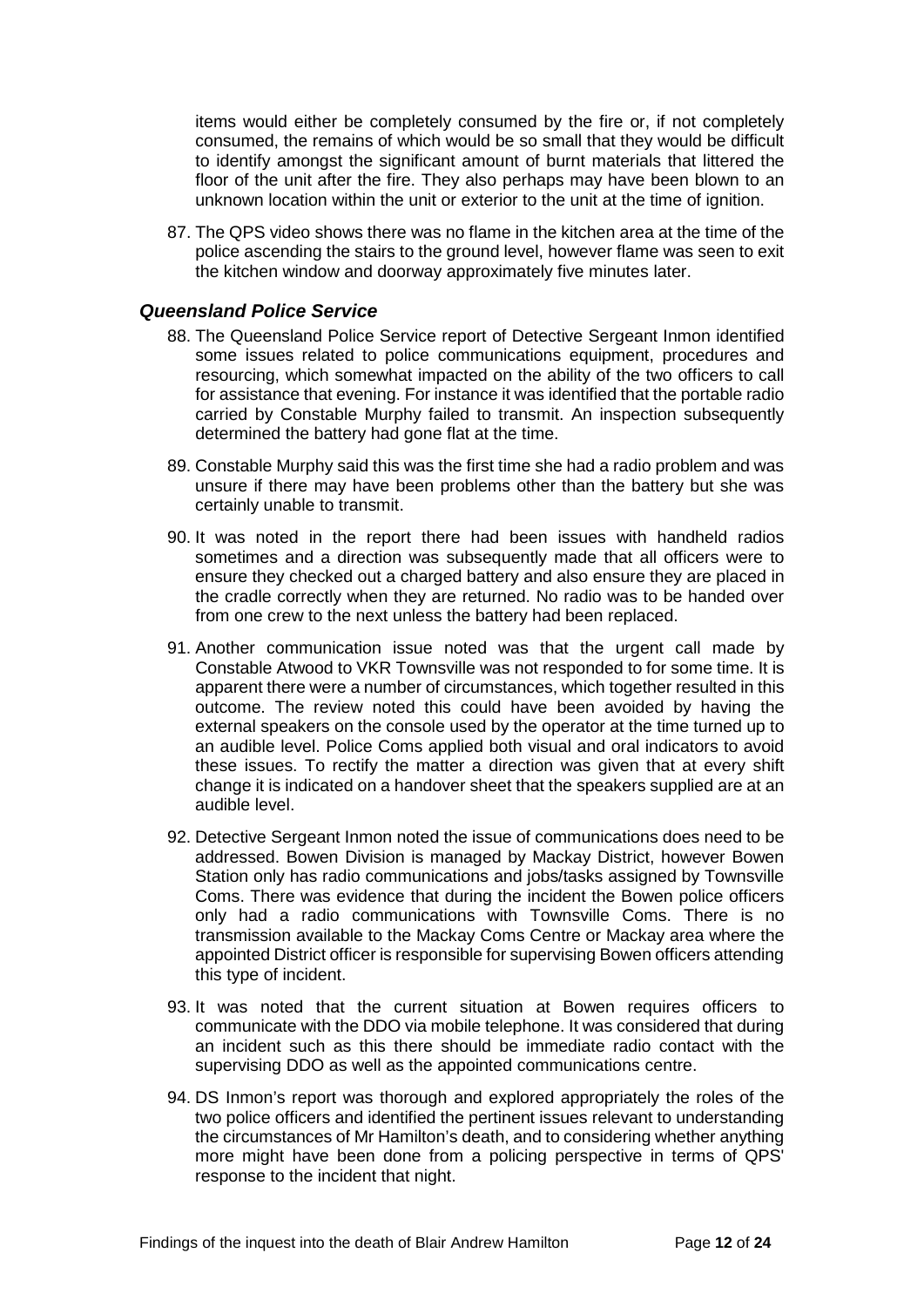items would either be completely consumed by the fire or, if not completely consumed, the remains of which would be so small that they would be difficult to identify amongst the significant amount of burnt materials that littered the floor of the unit after the fire. They also perhaps may have been blown to an unknown location within the unit or exterior to the unit at the time of ignition.

87. The QPS video shows there was no flame in the kitchen area at the time of the police ascending the stairs to the ground level, however flame was seen to exit the kitchen window and doorway approximately five minutes later.

### *Queensland Police Service*

88. The Queensland Police Service report of Detective Sergeant Inmon identified some issues related to police communications equipment, procedures and resourcing, which somewhat impacted on the ability of the two officers to call for assistance that evening. For instance it was identified that the portable radio carried by Constable Murphy failed to transmit. An inspection subsequently determined the battery had gone flat at the time.

89. Constable Murphy said this was the first time she had a radio problem and was unsure if there may have been problems other than the battery but she was certainly unable to transmit.

90. It was noted in the report there had been issues with handheld radios sometimes and a direction was subsequently made that all officers were to ensure they checked out a charged battery and also ensure they are placed in the cradle correctly when they are returned. No radio was to be handed over from one crew to the next unless the battery had been replaced.

91. Another communication issue noted was that the urgent call made by Constable Atwood to VKR Townsville was not responded to for some time. It is apparent there were a number of circumstances, which together resulted in this outcome. The review noted this could have been avoided by having the external speakers on the console used by the operator at the time turned up to an audible level. Police Coms applied both visual and oral indicators to avoid these issues. To rectify the matter a direction was given that at every shift change it is indicated on a handover sheet that the speakers supplied are at an audible level.

92. Detective Sergeant Inmon noted the issue of communications does need to be addressed. Bowen Division is managed by Mackay District, however Bowen Station only has radio communications and jobs/tasks assigned by Townsville Coms. There was evidence that during the incident the Bowen police officers only had a radio communications with Townsville Coms. There is no transmission available to the Mackay Coms Centre or Mackay area where the appointed District officer is responsible for supervising Bowen officers attending this type of incident.

93. It was noted that the current situation at Bowen requires officers to communicate with the DDO via mobile telephone. It was considered that during an incident such as this there should be immediate radio contact with the supervising DDO as well as the appointed communications centre.

94. DS Inmon's report was thorough and explored appropriately the roles of the two police officers and identified the pertinent issues relevant to understanding the circumstances of Mr Hamilton's death, and to considering whether anything more might have been done from a policing perspective in terms of QPS' response to the incident that night.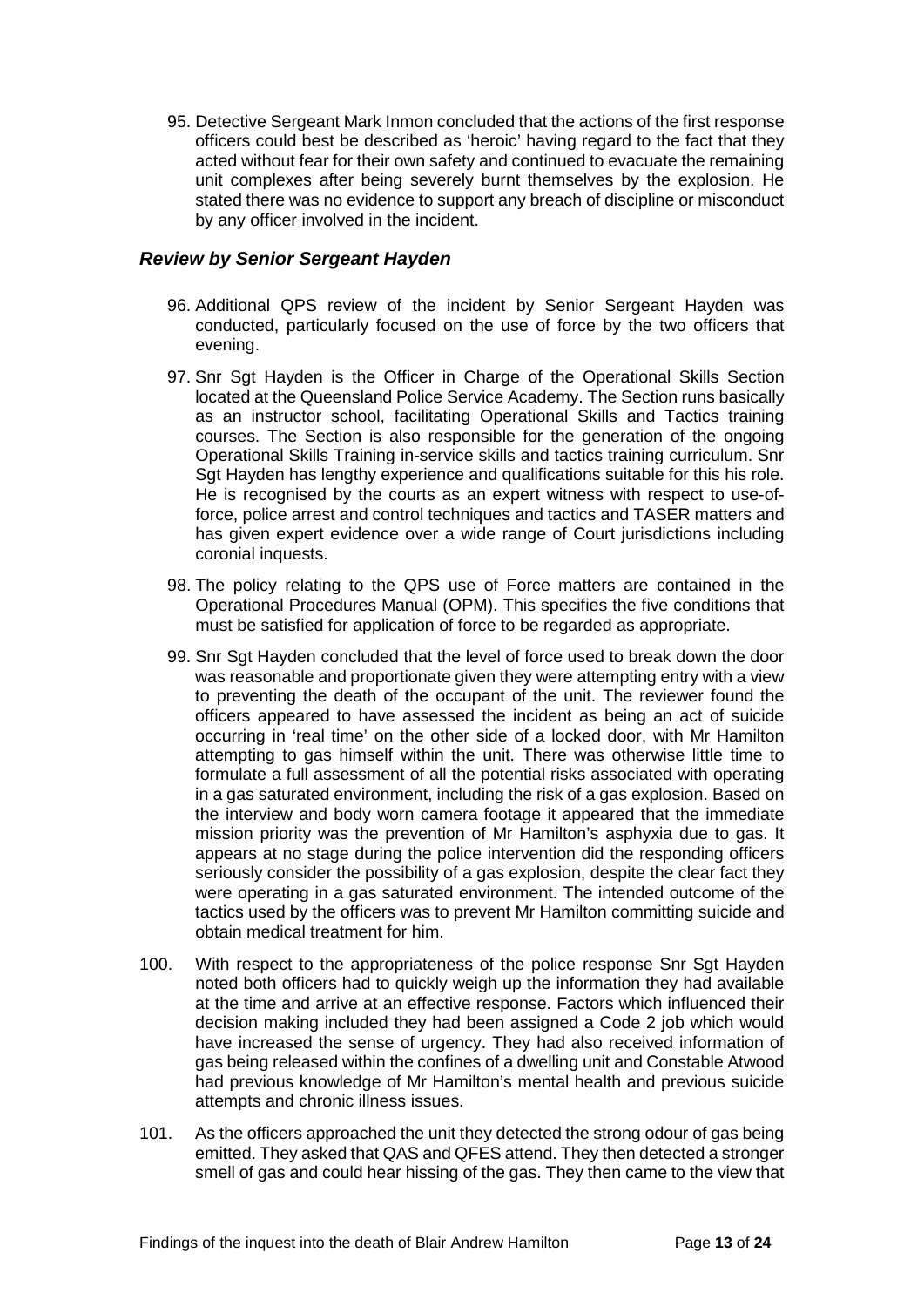95. Detective Sergeant Mark Inmon concluded that the actions of the first response officers could best be described as 'heroic' having regard to the fact that they acted without fear for their own safety and continued to evacuate the remaining unit complexes after being severely burnt themselves by the explosion. He stated there was no evidence to support any breach of discipline or misconduct by any officer involved in the incident.

### *Review by Senior Sergeant Hayden*

96. Additional QPS review of the incident by Senior Sergeant Hayden was conducted, particularly focused on the use of force by the two officers that evening.

97. Snr Sgt Hayden is the Officer in Charge of the Operational Skills Section located at the Queensland Police Service Academy. The Section runs basically as an instructor school, facilitating Operational Skills and Tactics training courses. The Section is also responsible for the generation of the ongoing Operational Skills Training in-service skills and tactics training curriculum. Snr Sgt Hayden has lengthy experience and qualifications suitable for this his role. He is recognised by the courts as an expert witness with respect to use-of-force, police arrest and control techniques and tactics and TASER matters and has given expert evidence over a wide range of Court jurisdictions including coronial inquests.

98. The policy relating to the QPS use of Force matters are contained in the Operational Procedures Manual (OPM). This specifies the five conditions that must be satisfied for application of force to be regarded as appropriate.

99. Snr Sgt Hayden concluded that the level of force used to break down the door was reasonable and proportionate given they were attempting entry with a view to preventing the death of the occupant of the unit. The reviewer found the officers appeared to have assessed the incident as being an act of suicide occurring in 'real time' on the other side of a locked door, with Mr Hamilton attempting to gas himself within the unit. There was otherwise little time to formulate a full assessment of all the potential risks associated with operating in a gas saturated environment, including the risk of a gas explosion. Based on the interview and body worn camera footage it appeared that the immediate mission priority was the prevention of Mr Hamilton's asphyxia due to gas. It appears at no stage during the police intervention did the responding officers seriously consider the possibility of a gas explosion, despite the clear fact they were operating in a gas saturated environment. The intended outcome of the tactics used by the officers was to prevent Mr Hamilton committing suicide and obtain medical treatment for him.

100. With respect to the appropriateness of the police response Snr Sgt Hayden noted both officers had to quickly weigh up the information they had available at the time and arrive at an effective response. Factors which influenced their decision making included they had been assigned a Code 2 job which would have increased the sense of urgency. They had also received information of gas being released within the confines of a dwelling unit and Constable Atwood had previous knowledge of Mr Hamilton's mental health and previous suicide attempts and chronic illness issues.

101. As the officers approached the unit they detected the strong odour of gas being emitted. They asked that QAS and QFES attend. They then detected a stronger smell of gas and could hear hissing of the gas. They then came to the view that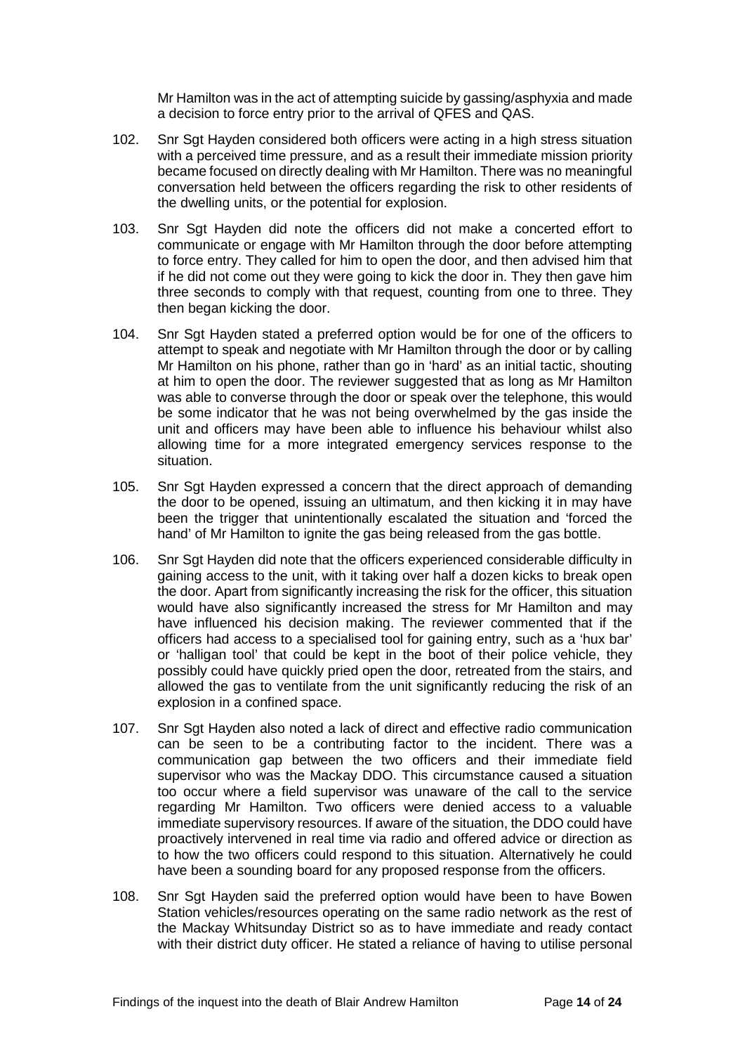Mr Hamilton was in the act of attempting suicide by gassing/asphyxia and made a decision to force entry prior to the arrival of QFES and QAS.

102. Snr Sgt Hayden considered both officers were acting in a high stress situation with a perceived time pressure, and as a result their immediate mission priority became focused on directly dealing with Mr Hamilton. There was no meaningful conversation held between the officers regarding the risk to other residents of the dwelling units, or the potential for explosion.

103. Snr Sgt Hayden did note the officers did not make a concerted effort to communicate or engage with Mr Hamilton through the door before attempting to force entry. They called for him to open the door, and then advised him that if he did not come out they were going to kick the door in. They then gave him three seconds to comply with that request, counting from one to three. They then began kicking the door.

104. Snr Sgt Hayden stated a preferred option would be for one of the officers to attempt to speak and negotiate with Mr Hamilton through the door or by calling Mr Hamilton on his phone, rather than go in 'hard' as an initial tactic, shouting at him to open the door. The reviewer suggested that as long as Mr Hamilton was able to converse through the door or speak over the telephone, this would be some indicator that he was not being overwhelmed by the gas inside the unit and officers may have been able to influence his behaviour whilst also allowing time for a more integrated emergency services response to the situation.

105. Snr Sgt Hayden expressed a concern that the direct approach of demanding the door to be opened, issuing an ultimatum, and then kicking it in may have been the trigger that unintentionally escalated the situation and 'forced the hand' of Mr Hamilton to ignite the gas being released from the gas bottle.

106. Snr Sgt Hayden did note that the officers experienced considerable difficulty in gaining access to the unit, with it taking over half a dozen kicks to break open the door. Apart from significantly increasing the risk for the officer, this situation would have also significantly increased the stress for Mr Hamilton and may have influenced his decision making. The reviewer commented that if the officers had access to a specialised tool for gaining entry, such as a 'hux bar' or 'halligan tool' that could be kept in the boot of their police vehicle, they possibly could have quickly pried open the door, retreated from the stairs, and allowed the gas to ventilate from the unit significantly reducing the risk of an explosion in a confined space.

107. Snr Sgt Hayden also noted a lack of direct and effective radio communication can be seen to be a contributing factor to the incident. There was a communication gap between the two officers and their immediate field supervisor who was the Mackay DDO. This circumstance caused a situation too occur where a field supervisor was unaware of the call to the service regarding Mr Hamilton. Two officers were denied access to a valuable immediate supervisory resources. If aware of the situation, the DDO could have proactively intervened in real time via radio and offered advice or direction as to how the two officers could respond to this situation. Alternatively he could have been a sounding board for any proposed response from the officers.

108. Snr Sgt Hayden said the preferred option would have been to have Bowen Station vehicles/resources operating on the same radio network as the rest of the Mackay Whitsunday District so as to have immediate and ready contact with their district duty officer. He stated a reliance of having to utilise personal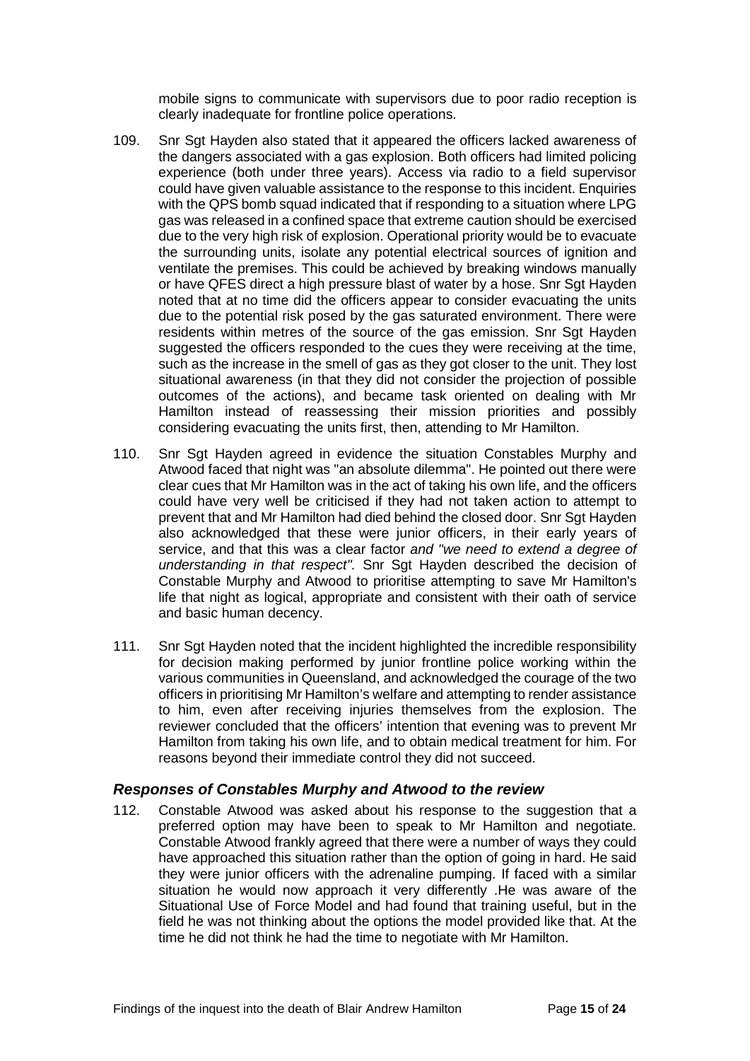mobile signs to communicate with supervisors due to poor radio reception is clearly inadequate for frontline police operations.

109. Snr Sgt Hayden also stated that it appeared the officers lacked awareness of the dangers associated with a gas explosion. Both officers had limited policing experience (both under three years). Access via radio to a field supervisor could have given valuable assistance to the response to this incident. Enquiries with the QPS bomb squad indicated that if responding to a situation where LPG gas was released in a confined space that extreme caution should be exercised due to the very high risk of explosion. Operational priority would be to evacuate the surrounding units, isolate any potential electrical sources of ignition and ventilate the premises. This could be achieved by breaking windows manually or have QFES direct a high pressure blast of water by a hose. Snr Sgt Hayden noted that at no time did the officers appear to consider evacuating the units due to the potential risk posed by the gas saturated environment. There were residents within metres of the source of the gas emission. Snr Sgt Hayden suggested the officers responded to the cues they were receiving at the time, such as the increase in the smell of gas as they got closer to the unit. They lost situational awareness (in that they did not consider the projection of possible outcomes of the actions), and became task oriented on dealing with Mr Hamilton instead of reassessing their mission priorities and possibly considering evacuating the units first, then, attending to Mr Hamilton.

110. Snr Sgt Hayden agreed in evidence the situation Constables Murphy and Atwood faced that night was "an absolute dilemma". He pointed out there were clear cues that Mr Hamilton was in the act of taking his own life, and the officers could have very well be criticised if they had not taken action to attempt to prevent that and Mr Hamilton had died behind the closed door. Snr Sgt Hayden also acknowledged that these were junior officers, in their early years of service, and that this was a clear factor *and "we need to extend a degree of understanding in that respect".* Snr Sgt Hayden described the decision of Constable Murphy and Atwood to prioritise attempting to save Mr Hamilton's life that night as logical, appropriate and consistent with their oath of service and basic human decency.

111. Snr Sgt Hayden noted that the incident highlighted the incredible responsibility for decision making performed by junior frontline police working within the various communities in Queensland, and acknowledged the courage of the two officers in prioritising Mr Hamilton's welfare and attempting to render assistance to him, even after receiving injuries themselves from the explosion. The reviewer concluded that the officers' intention that evening was to prevent Mr Hamilton from taking his own life, and to obtain medical treatment for him. For reasons beyond their immediate control they did not succeed.

### *Responses of Constables Murphy and Atwood to the review*

112. Constable Atwood was asked about his response to the suggestion that a preferred option may have been to speak to Mr Hamilton and negotiate. Constable Atwood frankly agreed that there were a number of ways they could have approached this situation rather than the option of going in hard. He said they were junior officers with the adrenaline pumping. If faced with a similar situation he would now approach it very differently .He was aware of the Situational Use of Force Model and had found that training useful, but in the field he was not thinking about the options the model provided like that. At the time he did not think he had the time to negotiate with Mr Hamilton.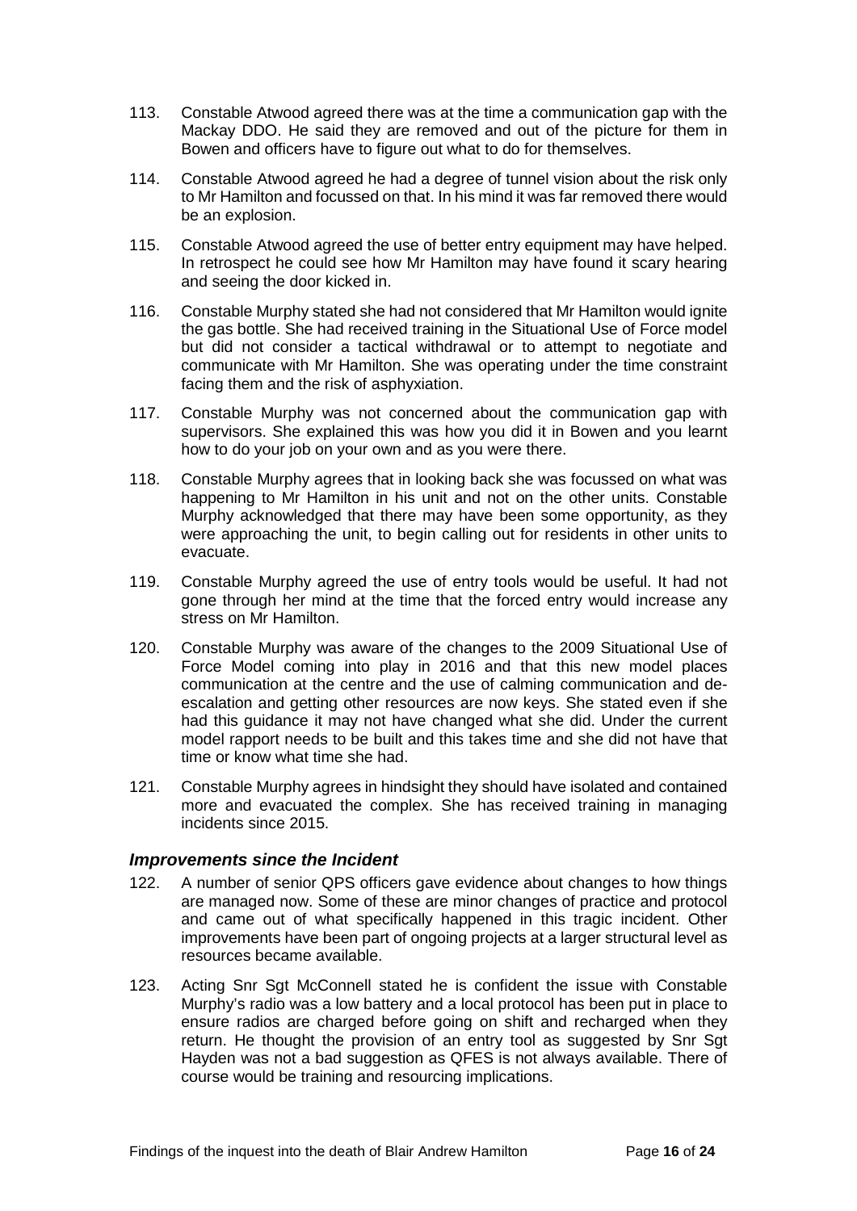113. Constable Atwood agreed there was at the time a communication gap with the Mackay DDO. He said they are removed and out of the picture for them in Bowen and officers have to figure out what to do for themselves.

114. Constable Atwood agreed he had a degree of tunnel vision about the risk only to Mr Hamilton and focussed on that. In his mind it was far removed there would be an explosion.

115. Constable Atwood agreed the use of better entry equipment may have helped. In retrospect he could see how Mr Hamilton may have found it scary hearing and seeing the door kicked in.

116. Constable Murphy stated she had not considered that Mr Hamilton would ignite the gas bottle. She had received training in the Situational Use of Force model but did not consider a tactical withdrawal or to attempt to negotiate and communicate with Mr Hamilton. She was operating under the time constraint facing them and the risk of asphyxiation.

117. Constable Murphy was not concerned about the communication gap with supervisors. She explained this was how you did it in Bowen and you learnt how to do your job on your own and as you were there.

118. Constable Murphy agrees that in looking back she was focussed on what was happening to Mr Hamilton in his unit and not on the other units. Constable Murphy acknowledged that there may have been some opportunity, as they were approaching the unit, to begin calling out for residents in other units to evacuate.

119. Constable Murphy agreed the use of entry tools would be useful. It had not gone through her mind at the time that the forced entry would increase any stress on Mr Hamilton.

120. Constable Murphy was aware of the changes to the 2009 Situational Use of Force Model coming into play in 2016 and that this new model places communication at the centre and the use of calming communication and de-escalation and getting other resources are now keys. She stated even if she had this guidance it may not have changed what she did. Under the current model rapport needs to be built and this takes time and she did not have that time or know what time she had.

121. Constable Murphy agrees in hindsight they should have isolated and contained more and evacuated the complex. She has received training in managing incidents since 2015.

### *Improvements since the Incident*

122. A number of senior QPS officers gave evidence about changes to how things are managed now. Some of these are minor changes of practice and protocol and came out of what specifically happened in this tragic incident. Other improvements have been part of ongoing projects at a larger structural level as resources became available.

123. Acting Snr Sgt McConnell stated he is confident the issue with Constable Murphy's radio was a low battery and a local protocol has been put in place to ensure radios are charged before going on shift and recharged when they return. He thought the provision of an entry tool as suggested by Snr Sgt Hayden was not a bad suggestion as QFES is not always available. There of course would be training and resourcing implications.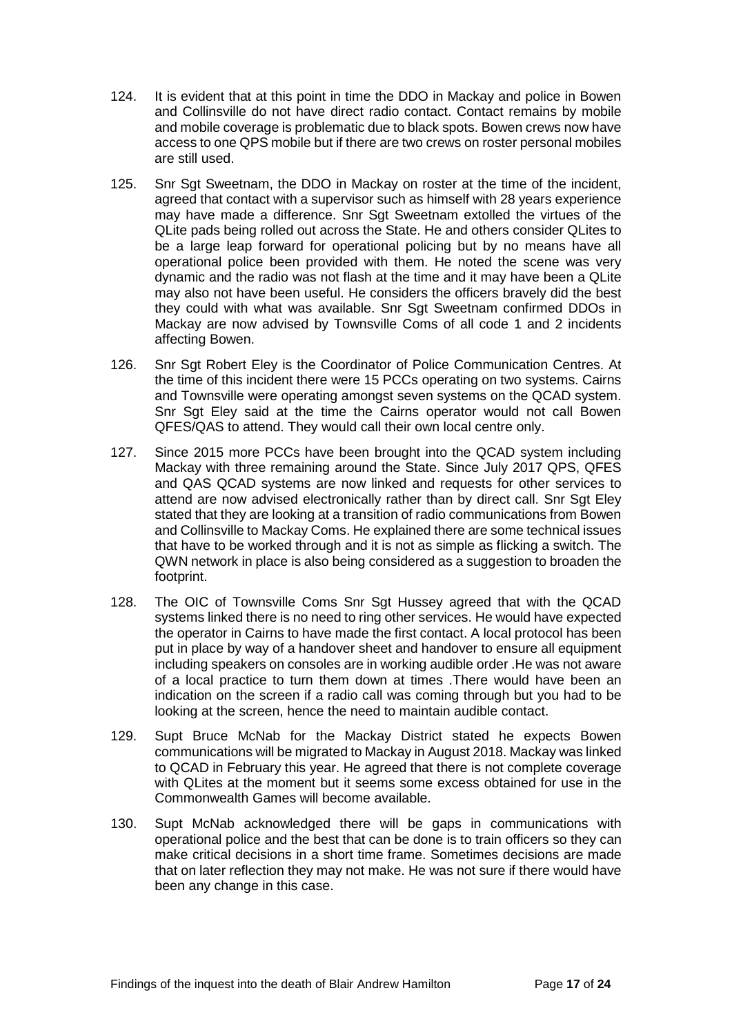124. It is evident that at this point in time the DDO in Mackay and police in Bowen and Collinsville do not have direct radio contact. Contact remains by mobile and mobile coverage is problematic due to black spots. Bowen crews now have access to one QPS mobile but if there are two crews on roster personal mobiles are still used.

125. Snr Sgt Sweetnam, the DDO in Mackay on roster at the time of the incident, agreed that contact with a supervisor such as himself with 28 years experience may have made a difference. Snr Sgt Sweetnam extolled the virtues of the QLite pads being rolled out across the State. He and others consider QLites to be a large leap forward for operational policing but by no means have all operational police been provided with them. He noted the scene was very dynamic and the radio was not flash at the time and it may have been a QLite may also not have been useful. He considers the officers bravely did the best they could with what was available. Snr Sgt Sweetnam confirmed DDOs in Mackay are now advised by Townsville Coms of all code 1 and 2 incidents affecting Bowen.

126. Snr Sgt Robert Eley is the Coordinator of Police Communication Centres. At the time of this incident there were 15 PCCs operating on two systems. Cairns and Townsville were operating amongst seven systems on the QCAD system. Snr Sgt Eley said at the time the Cairns operator would not call Bowen QFES/QAS to attend. They would call their own local centre only.

127. Since 2015 more PCCs have been brought into the QCAD system including Mackay with three remaining around the State. Since July 2017 QPS, QFES and QAS QCAD systems are now linked and requests for other services to attend are now advised electronically rather than by direct call. Snr Sgt Eley stated that they are looking at a transition of radio communications from Bowen and Collinsville to Mackay Coms. He explained there are some technical issues that have to be worked through and it is not as simple as flicking a switch. The QWN network in place is also being considered as a suggestion to broaden the footprint.

128. The OIC of Townsville Coms Snr Sgt Hussey agreed that with the QCAD systems linked there is no need to ring other services. He would have expected the operator in Cairns to have made the first contact. A local protocol has been put in place by way of a handover sheet and handover to ensure all equipment including speakers on consoles are in working audible order .He was not aware of a local practice to turn them down at times .There would have been an indication on the screen if a radio call was coming through but you had to be looking at the screen, hence the need to maintain audible contact.

129. Supt Bruce McNab for the Mackay District stated he expects Bowen communications will be migrated to Mackay in August 2018. Mackay was linked to QCAD in February this year. He agreed that there is not complete coverage with QLites at the moment but it seems some excess obtained for use in the Commonwealth Games will become available.

130. Supt McNab acknowledged there will be gaps in communications with operational police and the best that can be done is to train officers so they can make critical decisions in a short time frame. Sometimes decisions are made that on later reflection they may not make. He was not sure if there would have been any change in this case.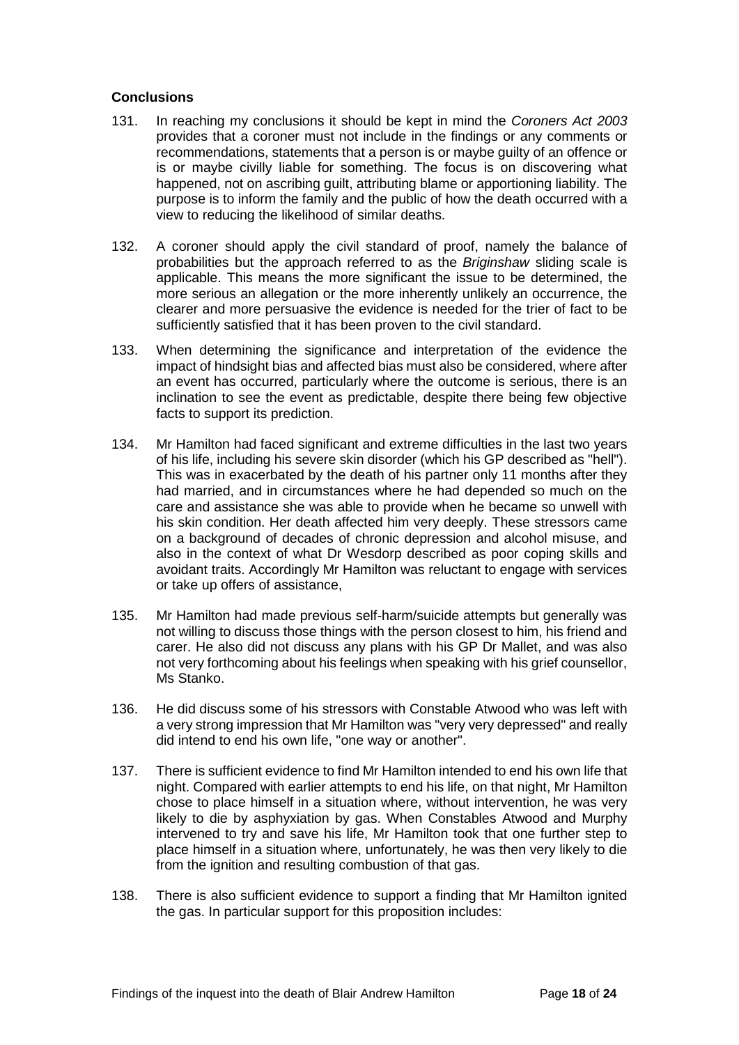**Conclusions**

131. In reaching my conclusions it should be kept in mind the *Coroners Act 2003* provides that a coroner must not include in the findings or any comments or recommendations, statements that a person is or maybe guilty of an offence or is or maybe civilly liable for something. The focus is on discovering what happened, not on ascribing guilt, attributing blame or apportioning liability. The purpose is to inform the family and the public of how the death occurred with a view to reducing the likelihood of similar deaths.

132. A coroner should apply the civil standard of proof, namely the balance of probabilities but the approach referred to as the *Briginshaw* sliding scale is applicable. This means the more significant the issue to be determined, the more serious an allegation or the more inherently unlikely an occurrence, the clearer and more persuasive the evidence is needed for the trier of fact to be sufficiently satisfied that it has been proven to the civil standard.

133. When determining the significance and interpretation of the evidence the impact of hindsight bias and affected bias must also be considered, where after an event has occurred, particularly where the outcome is serious, there is an inclination to see the event as predictable, despite there being few objective facts to support its prediction.

134. Mr Hamilton had faced significant and extreme difficulties in the last two years of his life, including his severe skin disorder (which his GP described as "hell"). This was in exacerbated by the death of his partner only 11 months after they had married, and in circumstances where he had depended so much on the care and assistance she was able to provide when he became so unwell with his skin condition. Her death affected him very deeply. These stressors came on a background of decades of chronic depression and alcohol misuse, and also in the context of what Dr Wesdorp described as poor coping skills and avoidant traits. Accordingly Mr Hamilton was reluctant to engage with services or take up offers of assistance,

135. Mr Hamilton had made previous self-harm/suicide attempts but generally was not willing to discuss those things with the person closest to him, his friend and carer. He also did not discuss any plans with his GP Dr Mallet, and was also not very forthcoming about his feelings when speaking with his grief counsellor, Ms Stanko.

136. He did discuss some of his stressors with Constable Atwood who was left with a very strong impression that Mr Hamilton was "very very depressed" and really did intend to end his own life, "one way or another".

137. There is sufficient evidence to find Mr Hamilton intended to end his own life that night. Compared with earlier attempts to end his life, on that night, Mr Hamilton chose to place himself in a situation where, without intervention, he was very likely to die by asphyxiation by gas. When Constables Atwood and Murphy intervened to try and save his life, Mr Hamilton took that one further step to place himself in a situation where, unfortunately, he was then very likely to die from the ignition and resulting combustion of that gas.

138. There is also sufficient evidence to support a finding that Mr Hamilton ignited the gas. In particular support for this proposition includes: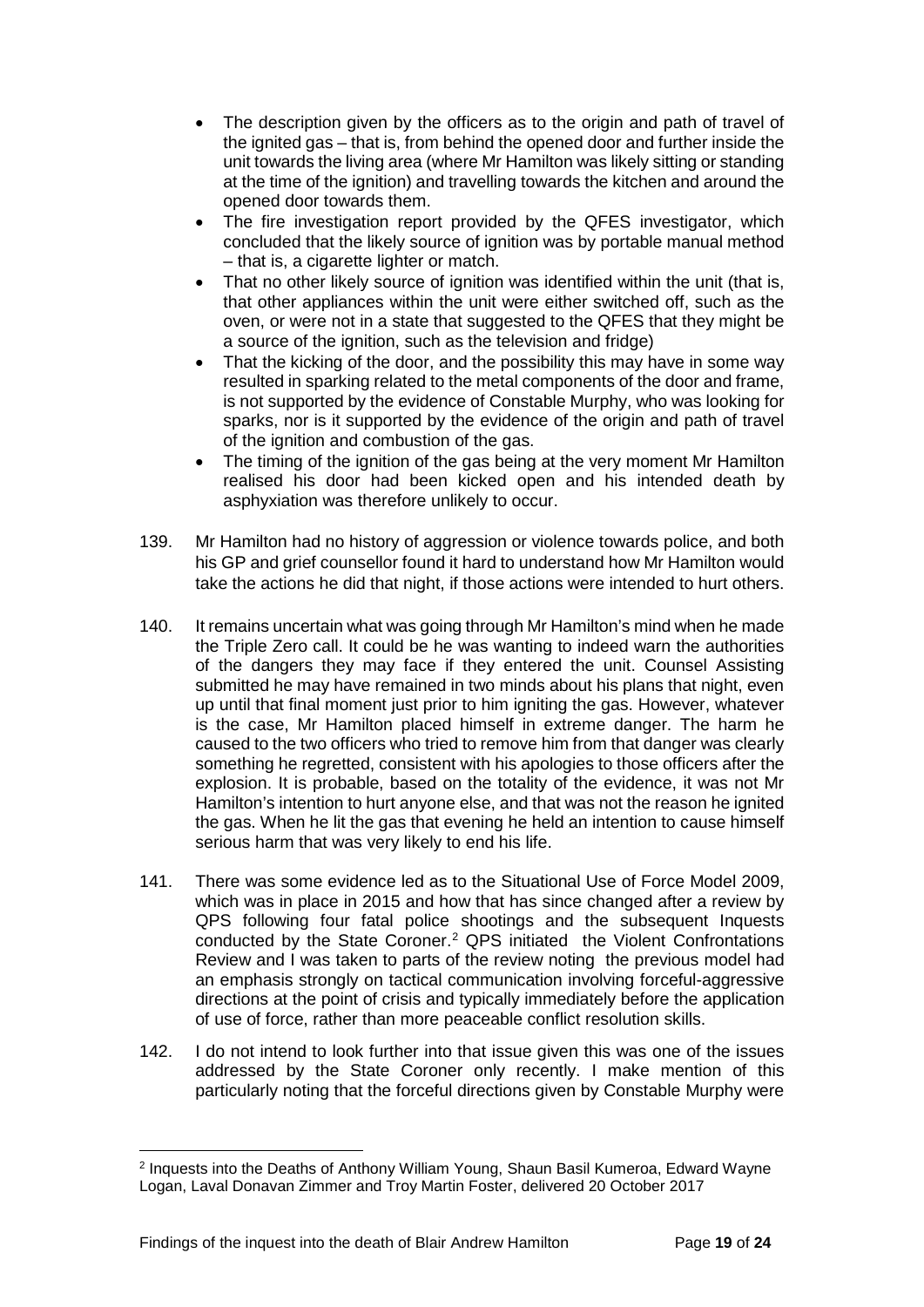- The description given by the officers as to the origin and path of travel of the ignited gas – that is, from behind the opened door and further inside the unit towards the living area (where Mr Hamilton was likely sitting or standing at the time of the ignition) and travelling towards the kitchen and around the opened door towards them.
- The fire investigation report provided by the QFES investigator, which concluded that the likely source of ignition was by portable manual method – that is, a cigarette lighter or match.
- That no other likely source of ignition was identified within the unit (that is, that other appliances within the unit were either switched off, such as the oven, or were not in a state that suggested to the QFES that they might be a source of the ignition, such as the television and fridge)
- That the kicking of the door, and the possibility this may have in some way resulted in sparking related to the metal components of the door and frame, is not supported by the evidence of Constable Murphy, who was looking for sparks, nor is it supported by the evidence of the origin and path of travel of the ignition and combustion of the gas.
- The timing of the ignition of the gas being at the very moment Mr Hamilton realised his door had been kicked open and his intended death by asphyxiation was therefore unlikely to occur.

139. Mr Hamilton had no history of aggression or violence towards police, and both his GP and grief counsellor found it hard to understand how Mr Hamilton would take the actions he did that night, if those actions were intended to hurt others.

140. It remains uncertain what was going through Mr Hamilton's mind when he made the Triple Zero call. It could be he was wanting to indeed warn the authorities of the dangers they may face if they entered the unit. Counsel Assisting submitted he may have remained in two minds about his plans that night, even up until that final moment just prior to him igniting the gas. However, whatever is the case, Mr Hamilton placed himself in extreme danger. The harm he caused to the two officers who tried to remove him from that danger was clearly something he regretted, consistent with his apologies to those officers after the explosion. It is probable, based on the totality of the evidence, it was not Mr Hamilton's intention to hurt anyone else, and that was not the reason he ignited the gas. When he lit the gas that evening he held an intention to cause himself serious harm that was very likely to end his life.

141. There was some evidence led as to the Situational Use of Force Model 2009, which was in place in 2015 and how that has since changed after a review by QPS following four fatal police shootings and the subsequent Inquests conducted by the State Coroner.[2] QPS initiated the Violent Confrontations Review and I was taken to parts of the review noting the previous model had an emphasis strongly on tactical communication involving forceful-aggressive directions at the point of crisis and typically immediately before the application of use of force, rather than more peaceable conflict resolution skills.

142. I do not intend to look further into that issue given this was one of the issues addressed by the State Coroner only recently. I make mention of this particularly noting that the forceful directions given by Constable Murphy were

[2] Inquests into the Deaths of Anthony William Young, Shaun Basil Kumeroa, Edward Wayne Logan, Laval Donavan Zimmer and Troy Martin Foster, delivered 20 October 2017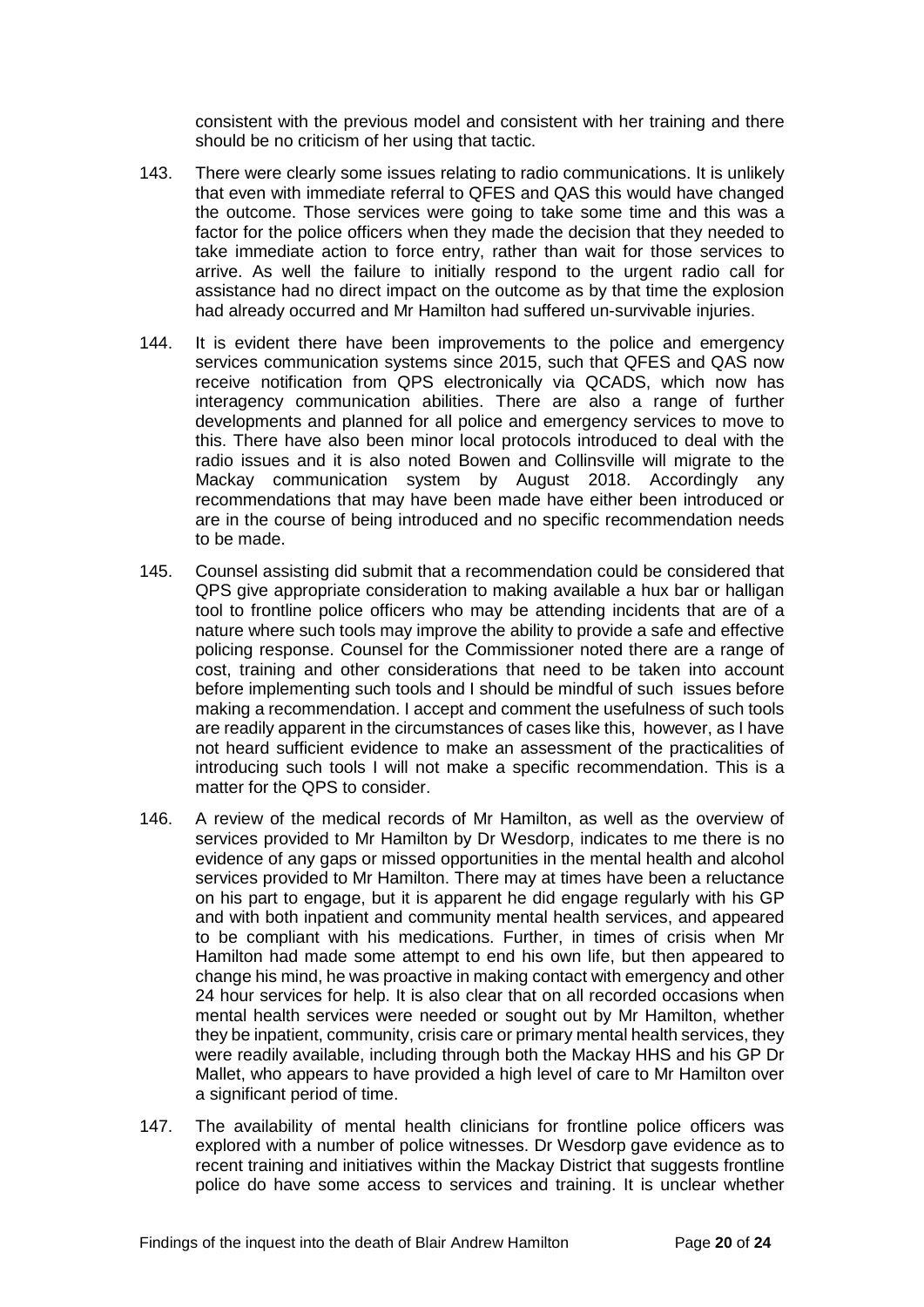consistent with the previous model and consistent with her training and there should be no criticism of her using that tactic.

143. There were clearly some issues relating to radio communications. It is unlikely that even with immediate referral to QFES and QAS this would have changed the outcome. Those services were going to take some time and this was a factor for the police officers when they made the decision that they needed to take immediate action to force entry, rather than wait for those services to arrive. As well the failure to initially respond to the urgent radio call for assistance had no direct impact on the outcome as by that time the explosion had already occurred and Mr Hamilton had suffered un-survivable injuries.

144. It is evident there have been improvements to the police and emergency services communication systems since 2015, such that QFES and QAS now receive notification from QPS electronically via QCADS, which now has interagency communication abilities. There are also a range of further developments and planned for all police and emergency services to move to this. There have also been minor local protocols introduced to deal with the radio issues and it is also noted Bowen and Collinsville will migrate to the Mackay communication system by August 2018. Accordingly any recommendations that may have been made have either been introduced or are in the course of being introduced and no specific recommendation needs to be made.

145. Counsel assisting did submit that a recommendation could be considered that QPS give appropriate consideration to making available a hux bar or halligan tool to frontline police officers who may be attending incidents that are of a nature where such tools may improve the ability to provide a safe and effective policing response. Counsel for the Commissioner noted there are a range of cost, training and other considerations that need to be taken into account before implementing such tools and I should be mindful of such issues before making a recommendation. I accept and comment the usefulness of such tools are readily apparent in the circumstances of cases like this, however, as I have not heard sufficient evidence to make an assessment of the practicalities of introducing such tools I will not make a specific recommendation. This is a matter for the QPS to consider.

146. A review of the medical records of Mr Hamilton, as well as the overview of services provided to Mr Hamilton by Dr Wesdorp, indicates to me there is no evidence of any gaps or missed opportunities in the mental health and alcohol services provided to Mr Hamilton. There may at times have been a reluctance on his part to engage, but it is apparent he did engage regularly with his GP and with both inpatient and community mental health services, and appeared to be compliant with his medications. Further, in times of crisis when Mr Hamilton had made some attempt to end his own life, but then appeared to change his mind, he was proactive in making contact with emergency and other 24 hour services for help. It is also clear that on all recorded occasions when mental health services were needed or sought out by Mr Hamilton, whether they be inpatient, community, crisis care or primary mental health services, they were readily available, including through both the Mackay HHS and his GP Dr Mallet, who appears to have provided a high level of care to Mr Hamilton over a significant period of time.

147. The availability of mental health clinicians for frontline police officers was explored with a number of police witnesses. Dr Wesdorp gave evidence as to recent training and initiatives within the Mackay District that suggests frontline police do have some access to services and training. It is unclear whether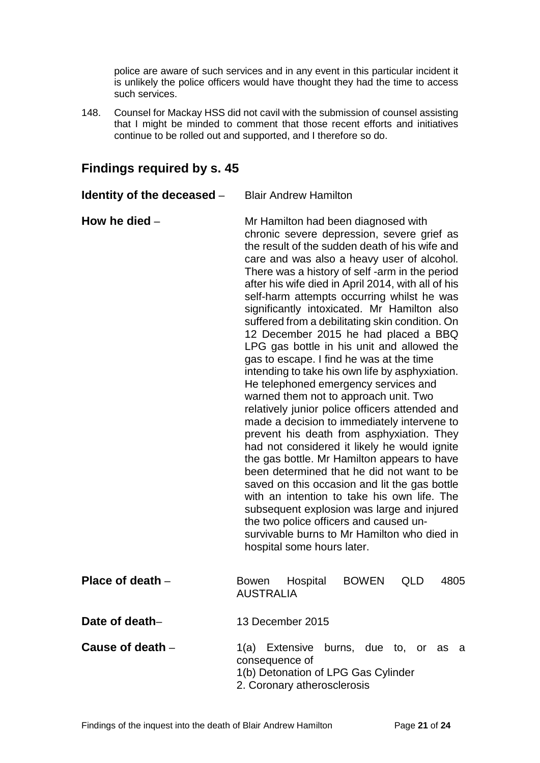police are aware of such services and in any event in this particular incident it is unlikely the police officers would have thought they had the time to access such services.

148. Counsel for Mackay HSS did not cavil with the submission of counsel assisting that I might be minded to comment that those recent efforts and initiatives continue to be rolled out and supported, and I therefore so do.

## Findings required by s. 45

**Identity of the deceased** – Blair Andrew Hamilton

**How he died** – Mr Hamilton had been diagnosed with chronic severe depression, severe grief as the result of the sudden death of his wife and care and was also a heavy user of alcohol. There was a history of self -arm in the period after his wife died in April 2014, with all of his self-harm attempts occurring whilst he was significantly intoxicated. Mr Hamilton also suffered from a debilitating skin condition. On 12 December 2015 he had placed a BBQ LPG gas bottle in his unit and allowed the gas to escape. I find he was at the time intending to take his own life by asphyxiation. He telephoned emergency services and warned them not to approach unit. Two relatively junior police officers attended and made a decision to immediately intervene to prevent his death from asphyxiation. They had not considered it likely he would ignite the gas bottle. Mr Hamilton appears to have been determined that he did not want to be saved on this occasion and lit the gas bottle with an intention to take his own life. The subsequent explosion was large and injured the two police officers and caused un-survivable burns to Mr Hamilton who died in hospital some hours later.

**Place of death** – Bowen Hospital BOWEN QLD 4805 AUSTRALIA

**Date of death**– 13 December 2015

**Cause of death** – 1(a) Extensive burns, due to, or as a consequence of
1(b) Detonation of LPG Gas Cylinder
2. Coronary atherosclerosis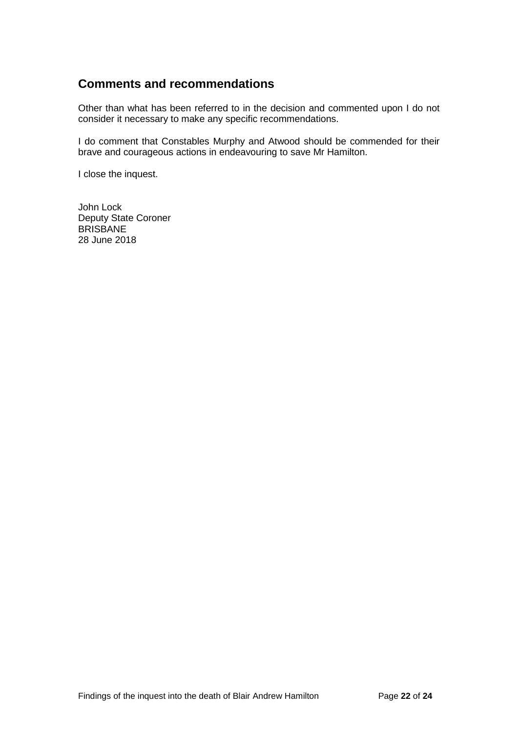## Comments and recommendations

Other than what has been referred to in the decision and commented upon I do not consider it necessary to make any specific recommendations.

I do comment that Constables Murphy and Atwood should be commended for their brave and courageous actions in endeavouring to save Mr Hamilton.

I close the inquest.

John Lock
Deputy State Coroner
BRISBANE
28 June 2018